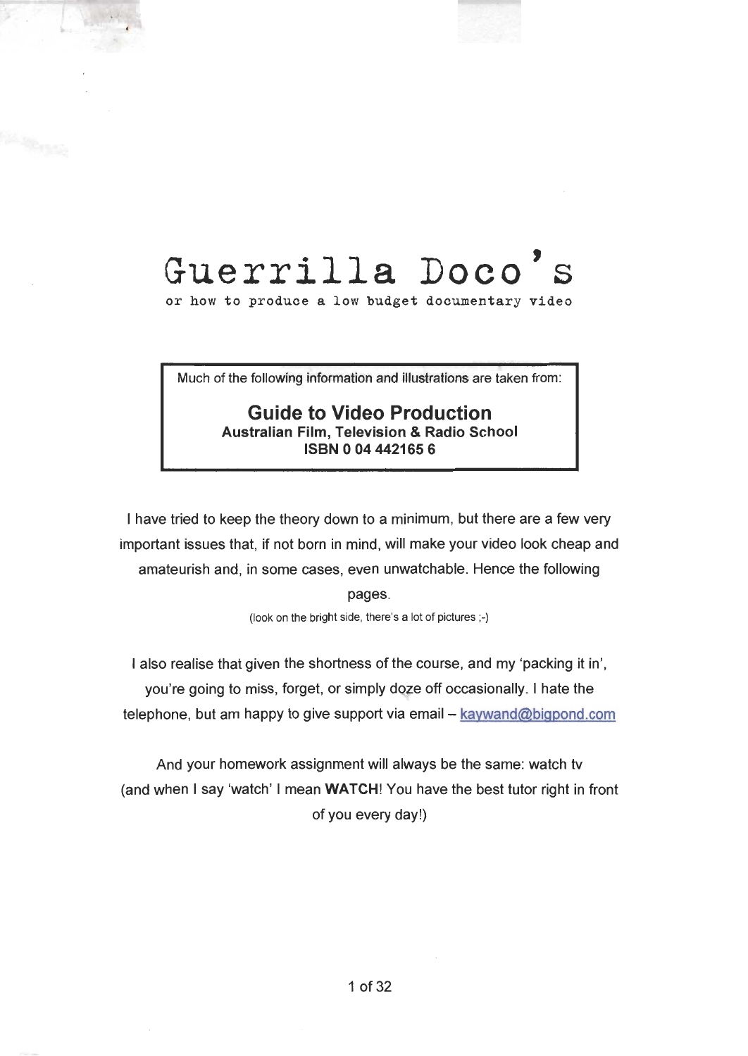# Guerrilla Doco's

or how to produce a low budget documentary video

> Much of the following information and illustrations are taken from:
>
> **Guide to Video Production**
> **Australian Film, Television & Radio School**
> **ISBN 0 04 442165 6**

I have tried to keep the theory down to a minimum, but there are a few very important issues that, if not born in mind, will make your video look cheap and amateurish and, in some cases, even unwatchable. Hence the following pages.

(look on the bright side, there's a lot of pictures ;-)

I also realise that given the shortness of the course, and my 'packing it in', you're going to miss, forget, or simply doze off occasionally. I hate the telephone, but am happy to give support via email – kaywand@bigpond.com

And your homework assignment will always be the same: watch tv (and when I say 'watch' I mean **WATCH**! You have the best tutor right in front of you every day!)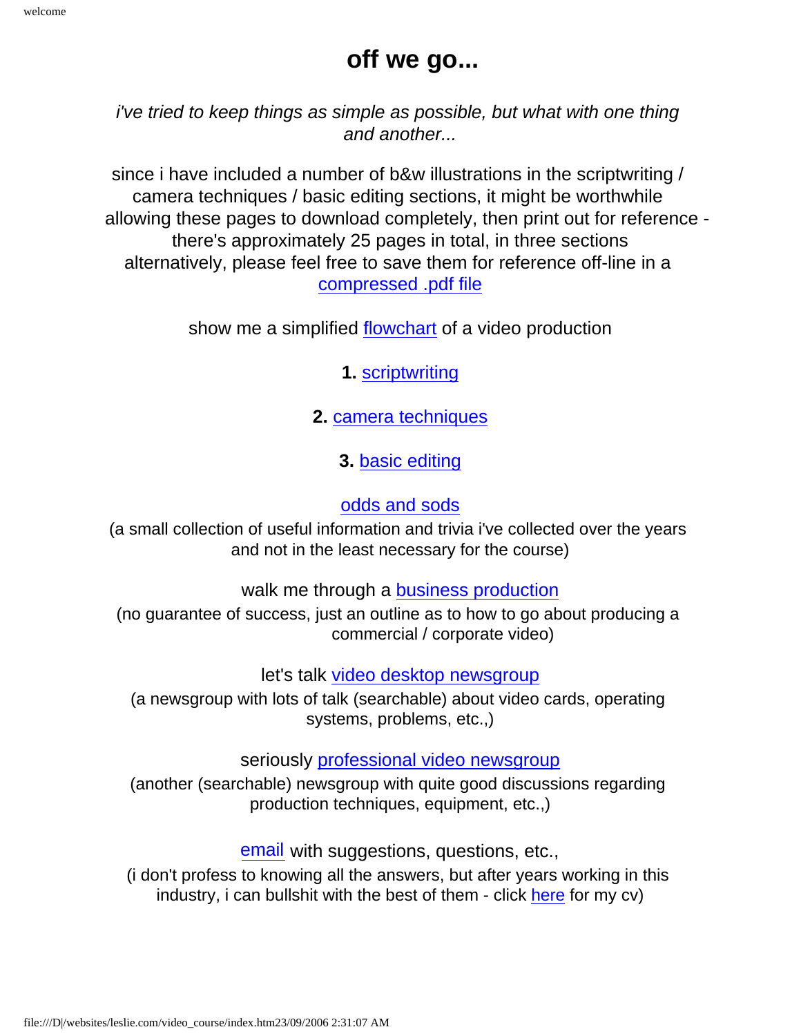# off we go...

*i've tried to keep things as simple as possible, but what with one thing and another...*

since i have included a number of b&w illustrations in the scriptwriting / camera techniques / basic editing sections, it might be worthwhile allowing these pages to download completely, then print out for reference - there's approximately 25 pages in total, in three sections
alternatively, please feel free to save them for reference off-line in a compressed .pdf file

show me a simplified flowchart of a video production

**1.** scriptwriting

**2.** camera techniques

**3.** basic editing

odds and sods
(a small collection of useful information and trivia i've collected over the years and not in the least necessary for the course)

walk me through a business production
(no guarantee of success, just an outline as to how to go about producing a commercial / corporate video)

let's talk video desktop newsgroup
(a newsgroup with lots of talk (searchable) about video cards, operating systems, problems, etc.,)

seriously professional video newsgroup
(another (searchable) newsgroup with quite good discussions regarding production techniques, equipment, etc.,)

email with suggestions, questions, etc.,
(i don't profess to knowing all the answers, but after years working in this industry, i can bullshit with the best of them - click here for my cv)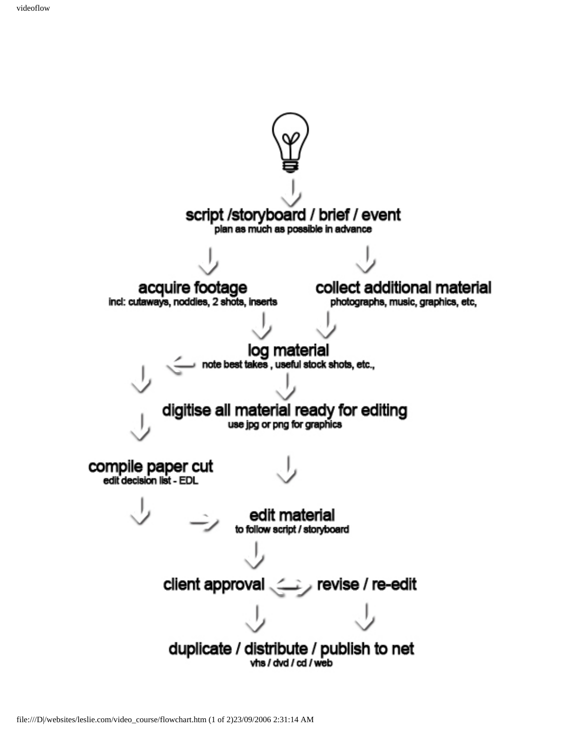script /storyboard / brief / event
plan as much as possible in advance

acquire footage
incl: cutaways, noddies, 2 shots, inserts

collect additional material
photographs, music, graphics, etc,

log material
note best takes , useful stock shots, etc.,

digitise all material ready for editing
use jpg or png for graphics

compile paper cut
edit decision list - EDL

edit material
to follow script / storyboard

client approval

revise / re-edit

duplicate / distribute / publish to net
vhs / dvd / cd / web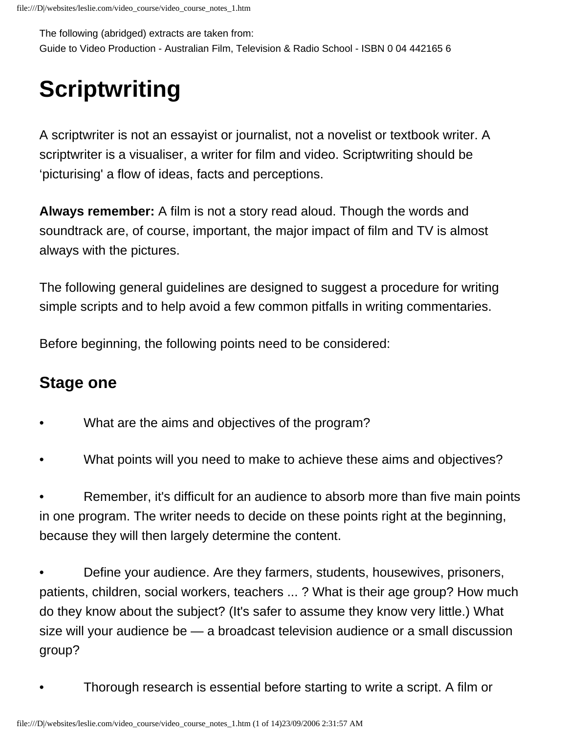The following (abridged) extracts are taken from:
Guide to Video Production - Australian Film, Television & Radio School - ISBN 0 04 442165 6

# Scriptwriting

A scriptwriter is not an essayist or journalist, not a novelist or textbook writer. A scriptwriter is a visualiser, a writer for film and video. Scriptwriting should be ‘picturising' a flow of ideas, facts and perceptions.

**Always remember:** A film is not a story read aloud. Though the words and soundtrack are, of course, important, the major impact of film and TV is almost always with the pictures.

The following general guidelines are designed to suggest a procedure for writing simple scripts and to help avoid a few common pitfalls in writing commentaries.

Before beginning, the following points need to be considered:

## Stage one

- What are the aims and objectives of the program?
- What points will you need to make to achieve these aims and objectives?
- Remember, it's difficult for an audience to absorb more than five main points in one program. The writer needs to decide on these points right at the beginning, because they will then largely determine the content.
- Define your audience. Are they farmers, students, housewives, prisoners, patients, children, social workers, teachers ... ? What is their age group? How much do they know about the subject? (It's safer to assume they know very little.) What size will your audience be — a broadcast television audience or a small discussion group?
- Thorough research is essential before starting to write a script. A film or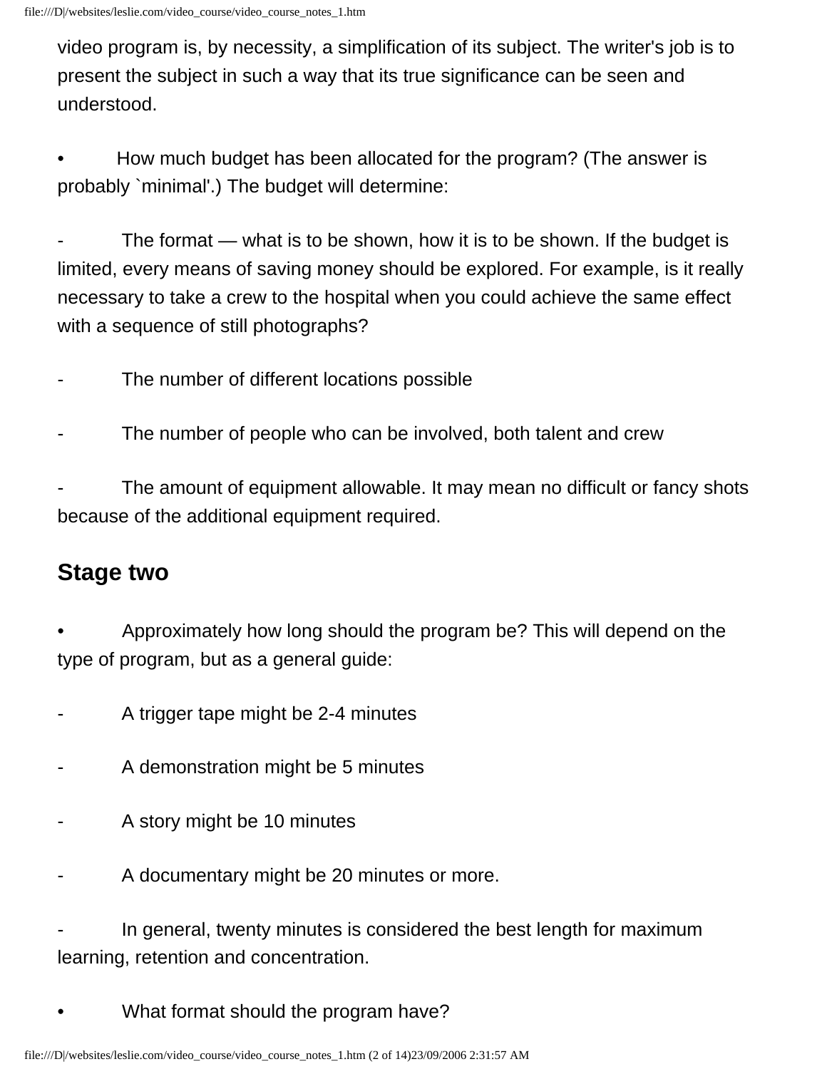video program is, by necessity, a simplification of its subject. The writer's job is to present the subject in such a way that its true significance can be seen and understood.

- How much budget has been allocated for the program? (The answer is probably `minimal'.) The budget will determine:

  - The format — what is to be shown, how it is to be shown. If the budget is limited, every means of saving money should be explored. For example, is it really necessary to take a crew to the hospital when you could achieve the same effect with a sequence of still photographs?

  - The number of different locations possible

  - The number of people who can be involved, both talent and crew

  - The amount of equipment allowable. It may mean no difficult or fancy shots because of the additional equipment required.

## Stage two

- Approximately how long should the program be? This will depend on the type of program, but as a general guide:

  - A trigger tape might be 2-4 minutes

  - A demonstration might be 5 minutes

  - A story might be 10 minutes

  - A documentary might be 20 minutes or more.

  - In general, twenty minutes is considered the best length for maximum learning, retention and concentration.

- What format should the program have?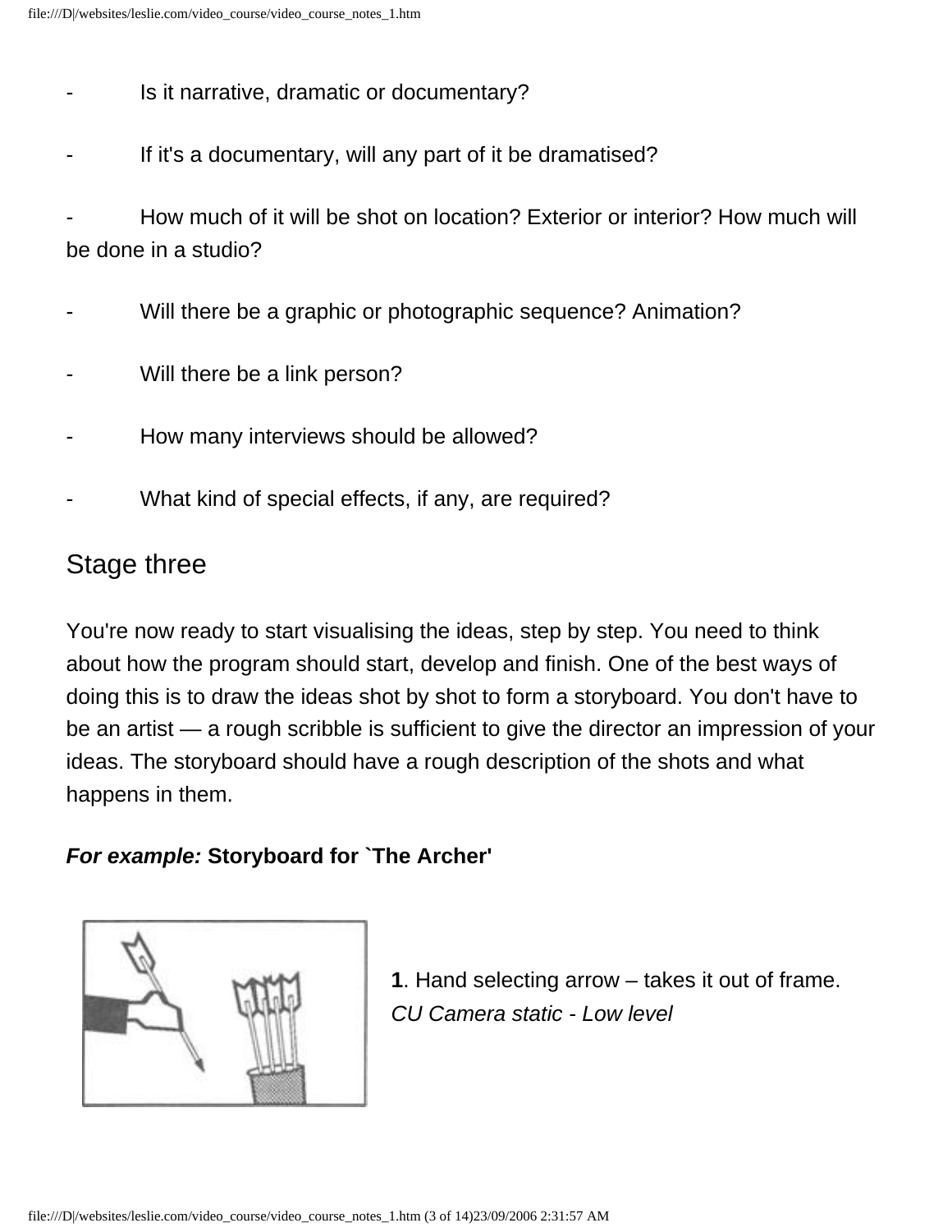- Is it narrative, dramatic or documentary?

- If it's a documentary, will any part of it be dramatised?

- How much of it will be shot on location? Exterior or interior? How much will be done in a studio?

- Will there be a graphic or photographic sequence? Animation?

- Will there be a link person?

- How many interviews should be allowed?

- What kind of special effects, if any, are required?

## Stage three

You're now ready to start visualising the ideas, step by step. You need to think about how the program should start, develop and finish. One of the best ways of doing this is to draw the ideas shot by shot to form a storyboard. You don't have to be an artist — a rough scribble is sufficient to give the director an impression of your ideas. The storyboard should have a rough description of the shots and what happens in them.

***For example:*** **Storyboard for `The Archer'**

**1**. Hand selecting arrow – takes it out of frame.
*CU Camera static - Low level*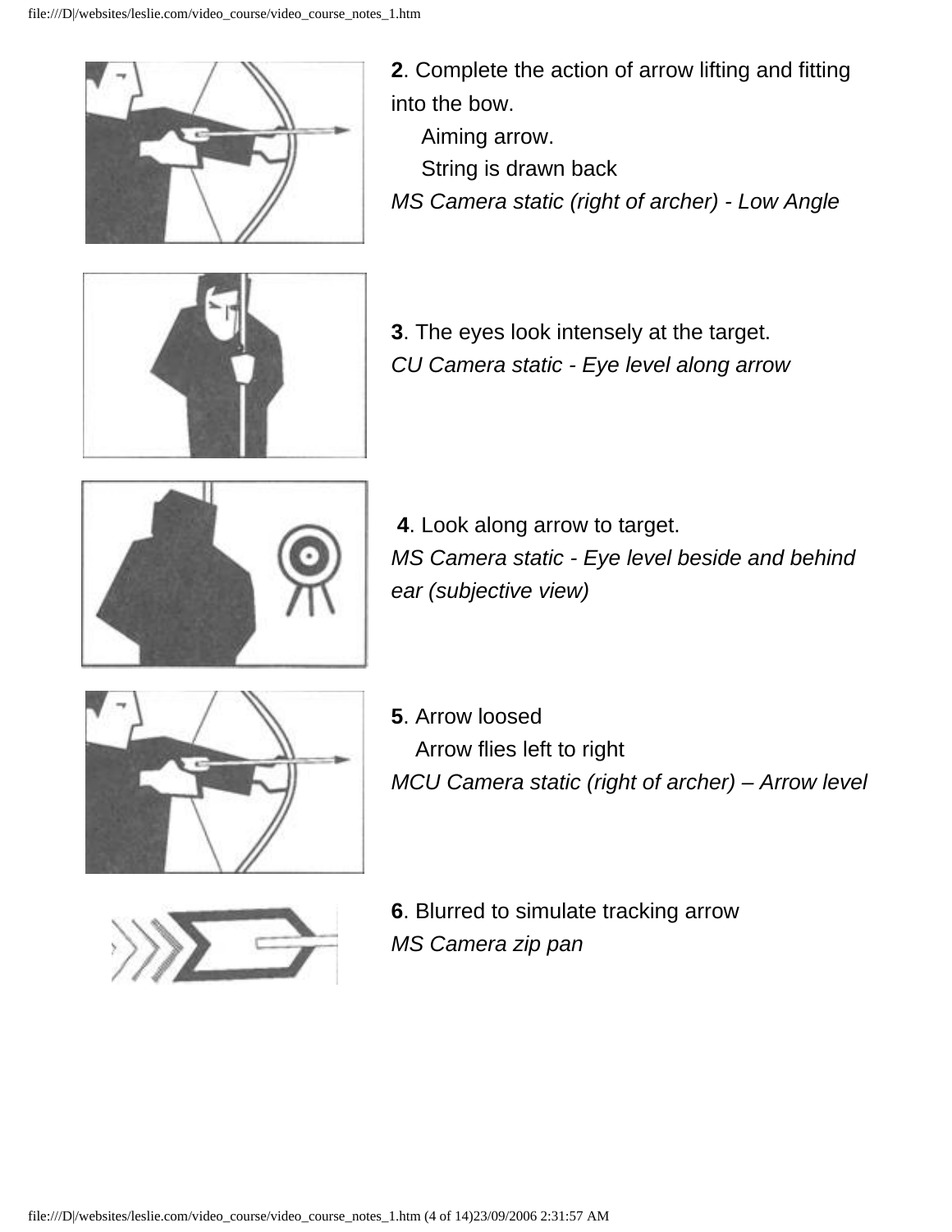**2**. Complete the action of arrow lifting and fitting into the bow.

Aiming arrow.

String is drawn back

*MS Camera static (right of archer) - Low Angle*

**3**. The eyes look intensely at the target.

*CU Camera static - Eye level along arrow*

**4**. Look along arrow to target.

*MS Camera static - Eye level beside and behind ear (subjective view)*

**5**. Arrow loosed

Arrow flies left to right

*MCU Camera static (right of archer) – Arrow level*

**6**. Blurred to simulate tracking arrow

*MS Camera zip pan*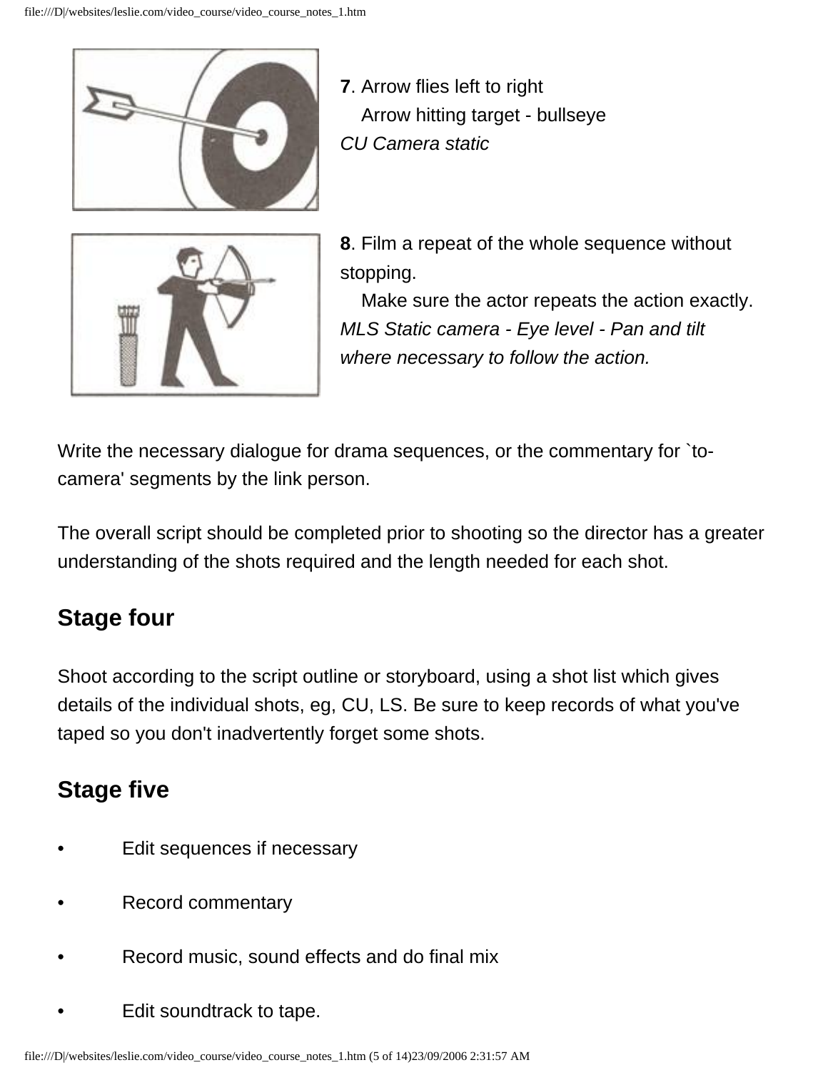**7**. Arrow flies left to right
Arrow hitting target - bullseye
*CU Camera static*

**8**. Film a repeat of the whole sequence without stopping.
Make sure the actor repeats the action exactly.
*MLS Static camera - Eye level - Pan and tilt where necessary to follow the action.*

Write the necessary dialogue for drama sequences, or the commentary for `to-camera' segments by the link person.

The overall script should be completed prior to shooting so the director has a greater understanding of the shots required and the length needed for each shot.

## Stage four

Shoot according to the script outline or storyboard, using a shot list which gives details of the individual shots, eg, CU, LS. Be sure to keep records of what you've taped so you don't inadvertently forget some shots.

## Stage five

- Edit sequences if necessary
- Record commentary
- Record music, sound effects and do final mix
- Edit soundtrack to tape.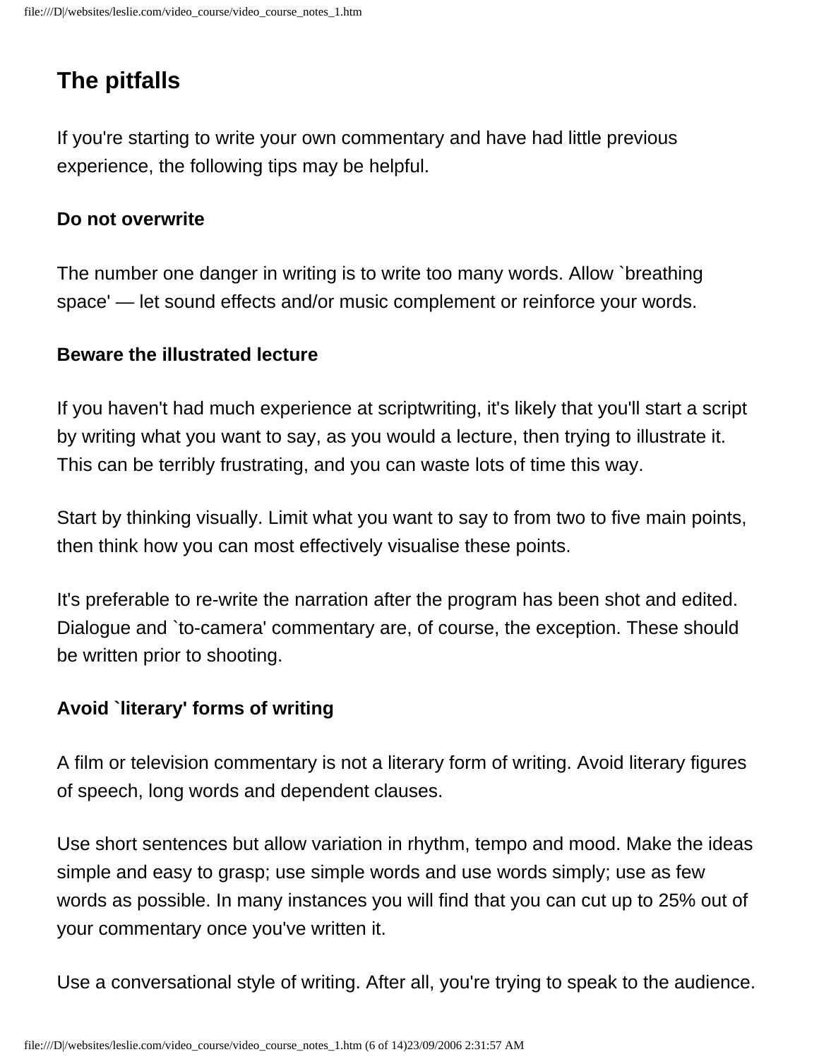## The pitfalls

If you're starting to write your own commentary and have had little previous experience, the following tips may be helpful.

### Do not overwrite

The number one danger in writing is to write too many words. Allow `breathing space' — let sound effects and/or music complement or reinforce your words.

### Beware the illustrated lecture

If you haven't had much experience at scriptwriting, it's likely that you'll start a script by writing what you want to say, as you would a lecture, then trying to illustrate it. This can be terribly frustrating, and you can waste lots of time this way.

Start by thinking visually. Limit what you want to say to from two to five main points, then think how you can most effectively visualise these points.

It's preferable to re-write the narration after the program has been shot and edited. Dialogue and `to-camera' commentary are, of course, the exception. These should be written prior to shooting.

### Avoid `literary' forms of writing

A film or television commentary is not a literary form of writing. Avoid literary figures of speech, long words and dependent clauses.

Use short sentences but allow variation in rhythm, tempo and mood. Make the ideas simple and easy to grasp; use simple words and use words simply; use as few words as possible. In many instances you will find that you can cut up to 25% out of your commentary once you've written it.

Use a conversational style of writing. After all, you're trying to speak to the audience.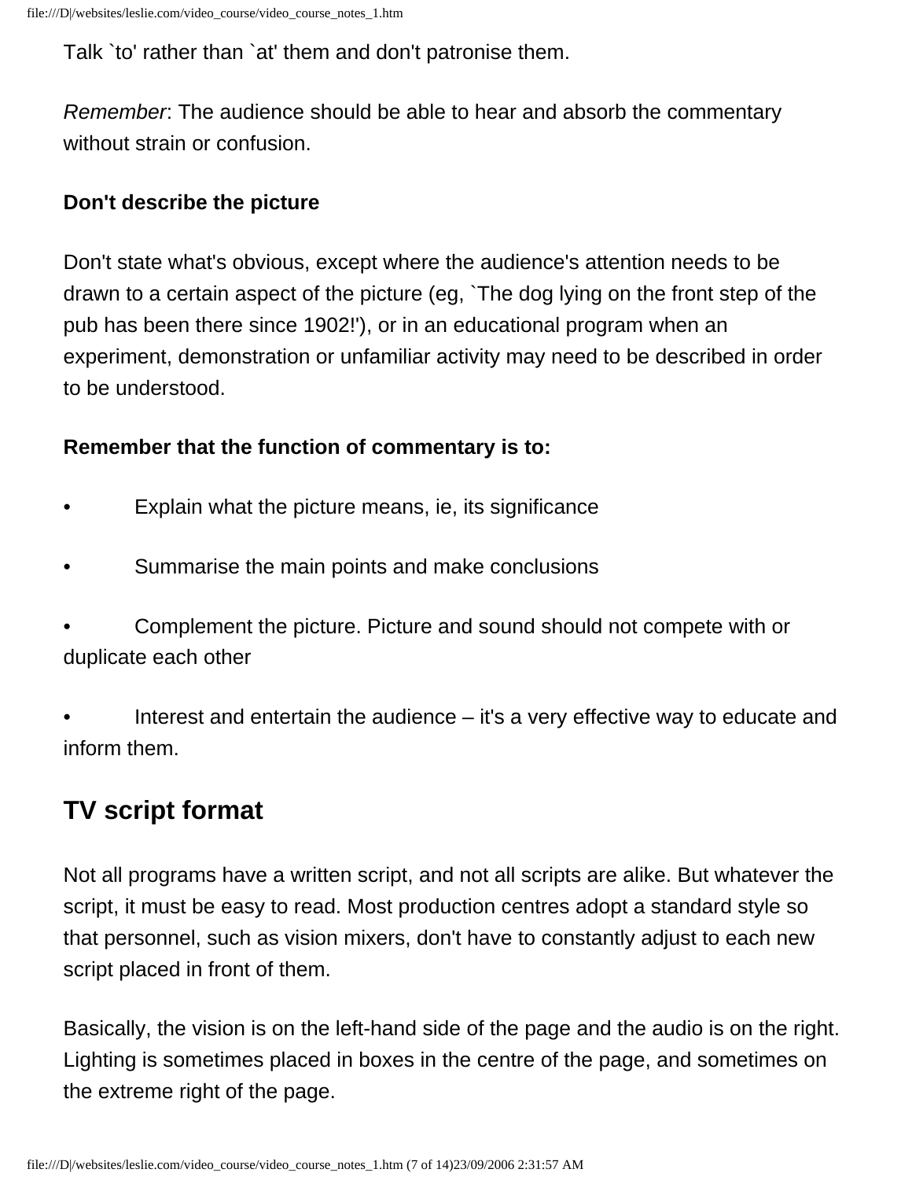Talk `to' rather than `at' them and don't patronise them.

*Remember*: The audience should be able to hear and absorb the commentary without strain or confusion.

**Don't describe the picture**

Don't state what's obvious, except where the audience's attention needs to be drawn to a certain aspect of the picture (eg, `The dog lying on the front step of the pub has been there since 1902!'), or in an educational program when an experiment, demonstration or unfamiliar activity may need to be described in order to be understood.

**Remember that the function of commentary is to:**

- Explain what the picture means, ie, its significance
- Summarise the main points and make conclusions
- Complement the picture. Picture and sound should not compete with or duplicate each other
- Interest and entertain the audience – it's a very effective way to educate and inform them.

## TV script format

Not all programs have a written script, and not all scripts are alike. But whatever the script, it must be easy to read. Most production centres adopt a standard style so that personnel, such as vision mixers, don't have to constantly adjust to each new script placed in front of them.

Basically, the vision is on the left-hand side of the page and the audio is on the right. Lighting is sometimes placed in boxes in the centre of the page, and sometimes on the extreme right of the page.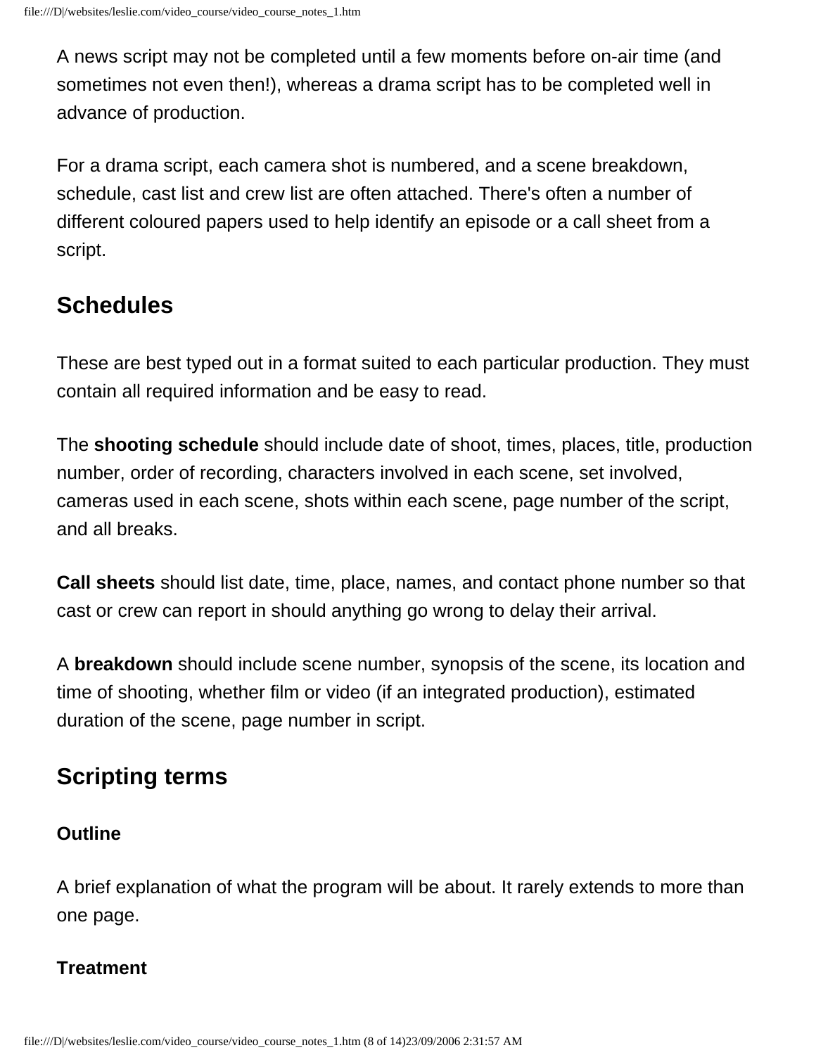A news script may not be completed until a few moments before on-air time (and sometimes not even then!), whereas a drama script has to be completed well in advance of production.

For a drama script, each camera shot is numbered, and a scene breakdown, schedule, cast list and crew list are often attached. There's often a number of different coloured papers used to help identify an episode or a call sheet from a script.

## Schedules

These are best typed out in a format suited to each particular production. They must contain all required information and be easy to read.

The **shooting schedule** should include date of shoot, times, places, title, production number, order of recording, characters involved in each scene, set involved, cameras used in each scene, shots within each scene, page number of the script, and all breaks.

**Call sheets** should list date, time, place, names, and contact phone number so that cast or crew can report in should anything go wrong to delay their arrival.

A **breakdown** should include scene number, synopsis of the scene, its location and time of shooting, whether film or video (if an integrated production), estimated duration of the scene, page number in script.

## Scripting terms

### Outline

A brief explanation of what the program will be about. It rarely extends to more than one page.

### Treatment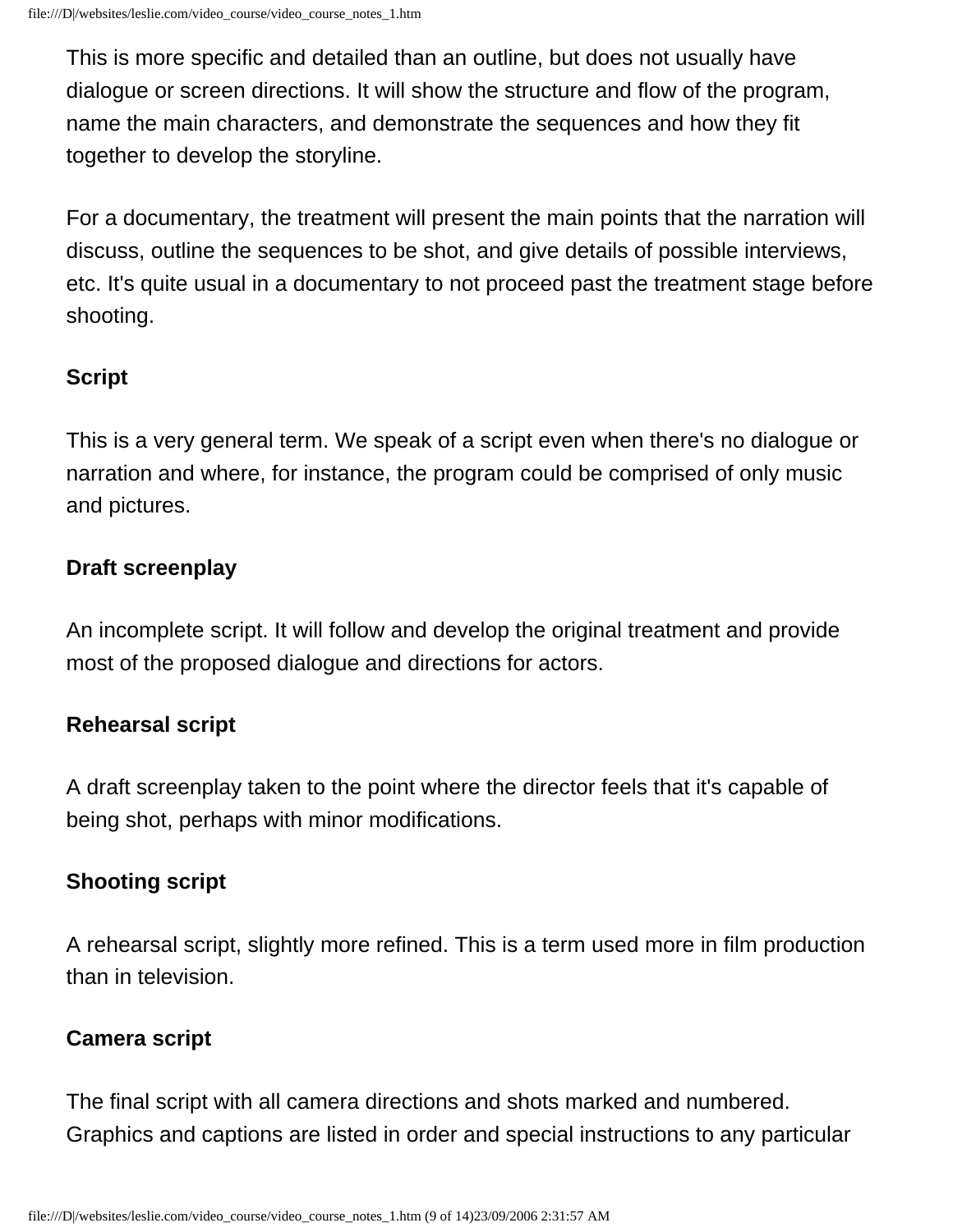This is more specific and detailed than an outline, but does not usually have dialogue or screen directions. It will show the structure and flow of the program, name the main characters, and demonstrate the sequences and how they fit together to develop the storyline.

For a documentary, the treatment will present the main points that the narration will discuss, outline the sequences to be shot, and give details of possible interviews, etc. It's quite usual in a documentary to not proceed past the treatment stage before shooting.

**Script**

This is a very general term. We speak of a script even when there's no dialogue or narration and where, for instance, the program could be comprised of only music and pictures.

**Draft screenplay**

An incomplete script. It will follow and develop the original treatment and provide most of the proposed dialogue and directions for actors.

**Rehearsal script**

A draft screenplay taken to the point where the director feels that it's capable of being shot, perhaps with minor modifications.

**Shooting script**

A rehearsal script, slightly more refined. This is a term used more in film production than in television.

**Camera script**

The final script with all camera directions and shots marked and numbered. Graphics and captions are listed in order and special instructions to any particular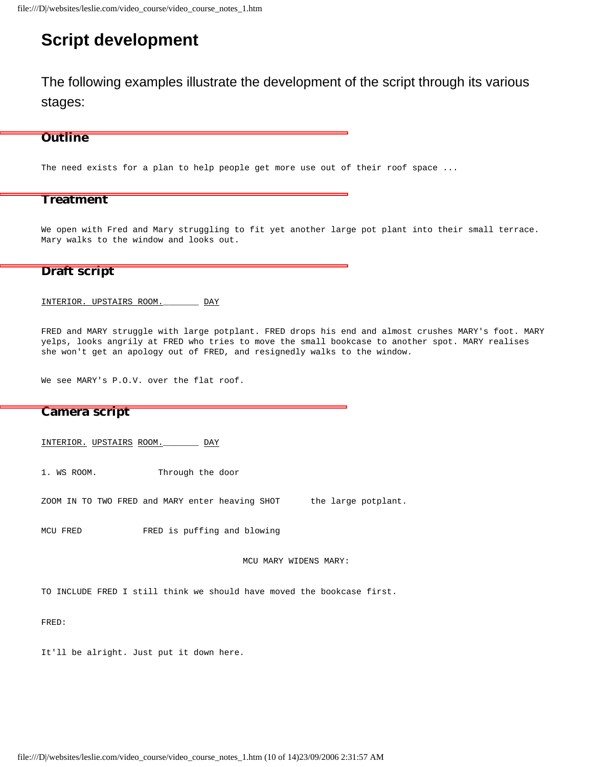# Script development

The following examples illustrate the development of the script through its various stages:

## Outline

```
The need exists for a plan to help people get more use out of their roof space ...
```

## Treatment

```
We open with Fred and Mary struggling to fit yet another large pot plant into their small terrace.
Mary walks to the window and looks out.
```

## Draft script

```
INTERIOR. UPSTAIRS ROOM.        DAY

FRED and MARY struggle with large potplant. FRED drops his end and almost crushes MARY's foot. MARY
yelps, looks angrily at FRED who tries to move the small bookcase to another spot. MARY realises
she won't get an apology out of FRED, and resignedly walks to the window.

We see MARY's P.O.V. over the flat roof.
```

## Camera script

```
INTERIOR. UPSTAIRS ROOM.        DAY

1. WS ROOM.            Through the door

ZOOM IN TO TWO FRED and MARY enter heaving SHOT      the large potplant.

MCU FRED            FRED is puffing and blowing

                                        MCU MARY WIDENS MARY:

TO INCLUDE FRED I still think we should have moved the bookcase first.

FRED:

It'll be alright. Just put it down here.
```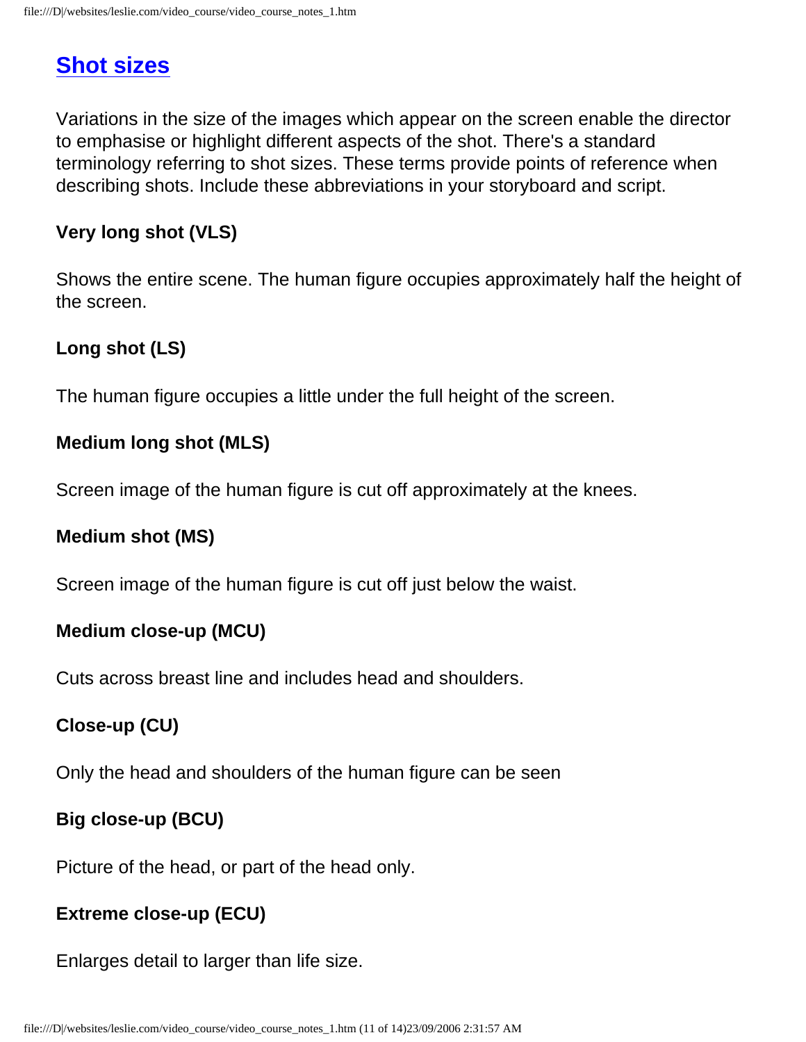## Shot sizes

Variations in the size of the images which appear on the screen enable the director to emphasise or highlight different aspects of the shot. There's a standard terminology referring to shot sizes. These terms provide points of reference when describing shots. Include these abbreviations in your storyboard and script.

**Very long shot (VLS)**

Shows the entire scene. The human figure occupies approximately half the height of the screen.

**Long shot (LS)**

The human figure occupies a little under the full height of the screen.

**Medium long shot (MLS)**

Screen image of the human figure is cut off approximately at the knees.

**Medium shot (MS)**

Screen image of the human figure is cut off just below the waist.

**Medium close-up (MCU)**

Cuts across breast line and includes head and shoulders.

**Close-up (CU)**

Only the head and shoulders of the human figure can be seen

**Big close-up (BCU)**

Picture of the head, or part of the head only.

**Extreme close-up (ECU)**

Enlarges detail to larger than life size.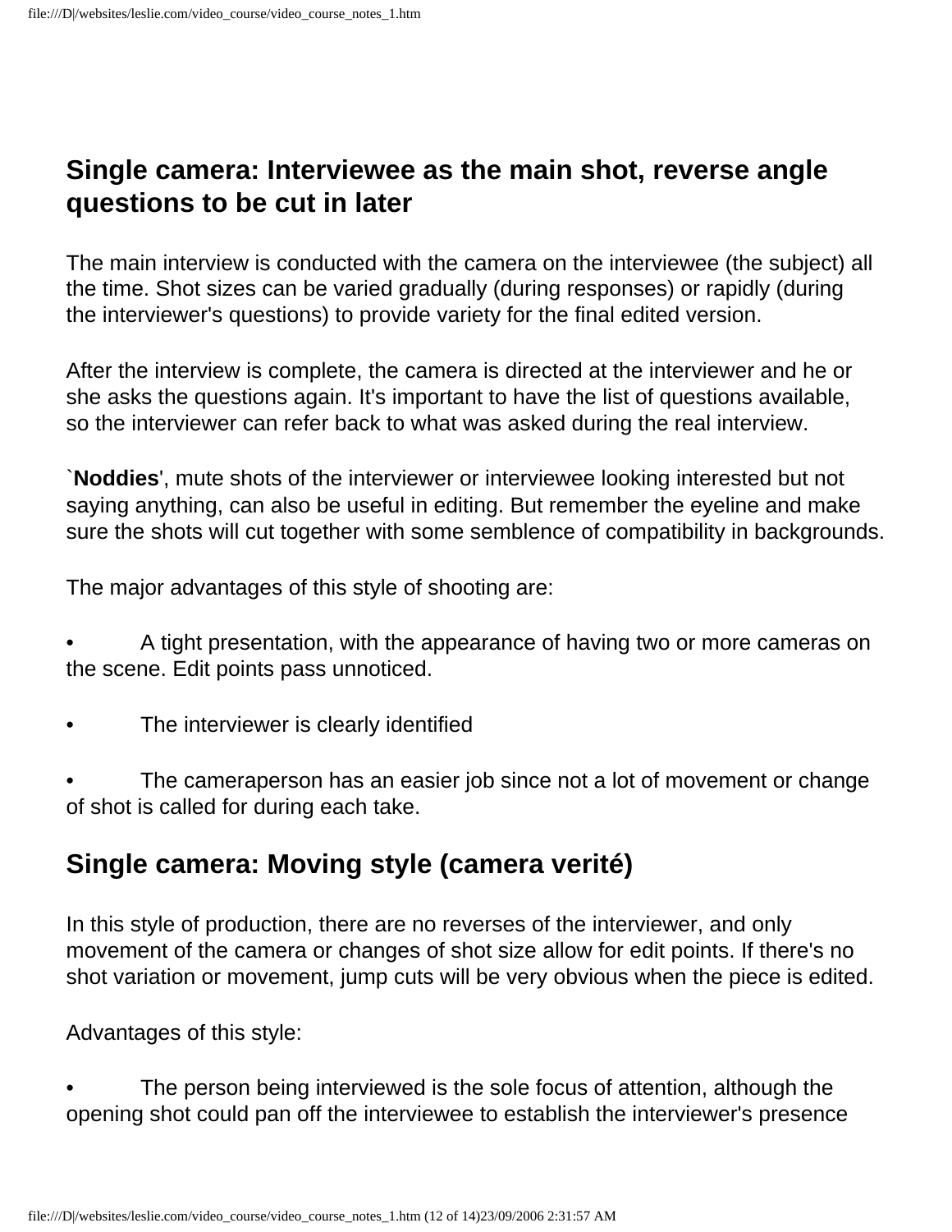## Single camera: Interviewee as the main shot, reverse angle questions to be cut in later

The main interview is conducted with the camera on the interviewee (the subject) all the time. Shot sizes can be varied gradually (during responses) or rapidly (during the interviewer's questions) to provide variety for the final edited version.

After the interview is complete, the camera is directed at the interviewer and he or she asks the questions again. It's important to have the list of questions available, so the interviewer can refer back to what was asked during the real interview.

`**Noddies**', mute shots of the interviewer or interviewee looking interested but not saying anything, can also be useful in editing. But remember the eyeline and make sure the shots will cut together with some semblence of compatibility in backgrounds.

The major advantages of this style of shooting are:

- A tight presentation, with the appearance of having two or more cameras on the scene. Edit points pass unnoticed.
- The interviewer is clearly identified
- The cameraperson has an easier job since not a lot of movement or change of shot is called for during each take.

## Single camera: Moving style (camera verité)

In this style of production, there are no reverses of the interviewer, and only movement of the camera or changes of shot size allow for edit points. If there's no shot variation or movement, jump cuts will be very obvious when the piece is edited.

Advantages of this style:

- The person being interviewed is the sole focus of attention, although the opening shot could pan off the interviewee to establish the interviewer's presence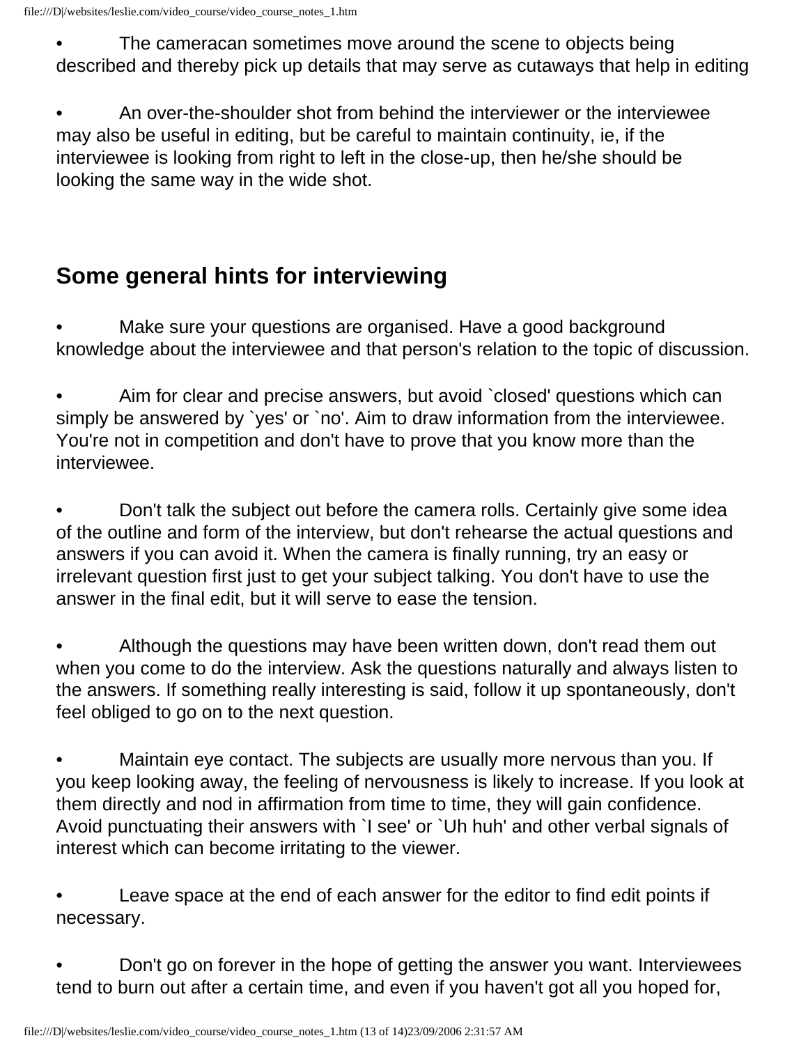- The cameracan sometimes move around the scene to objects being described and thereby pick up details that may serve as cutaways that help in editing

- An over-the-shoulder shot from behind the interviewer or the interviewee may also be useful in editing, but be careful to maintain continuity, ie, if the interviewee is looking from right to left in the close-up, then he/she should be looking the same way in the wide shot.

## Some general hints for interviewing

- Make sure your questions are organised. Have a good background knowledge about the interviewee and that person's relation to the topic of discussion.

- Aim for clear and precise answers, but avoid `closed' questions which can simply be answered by `yes' or `no'. Aim to draw information from the interviewee. You're not in competition and don't have to prove that you know more than the interviewee.

- Don't talk the subject out before the camera rolls. Certainly give some idea of the outline and form of the interview, but don't rehearse the actual questions and answers if you can avoid it. When the camera is finally running, try an easy or irrelevant question first just to get your subject talking. You don't have to use the answer in the final edit, but it will serve to ease the tension.

- Although the questions may have been written down, don't read them out when you come to do the interview. Ask the questions naturally and always listen to the answers. If something really interesting is said, follow it up spontaneously, don't feel obliged to go on to the next question.

- Maintain eye contact. The subjects are usually more nervous than you. If you keep looking away, the feeling of nervousness is likely to increase. If you look at them directly and nod in affirmation from time to time, they will gain confidence. Avoid punctuating their answers with `I see' or `Uh huh' and other verbal signals of interest which can become irritating to the viewer.

- Leave space at the end of each answer for the editor to find edit points if necessary.

- Don't go on forever in the hope of getting the answer you want. Interviewees tend to burn out after a certain time, and even if you haven't got all you hoped for,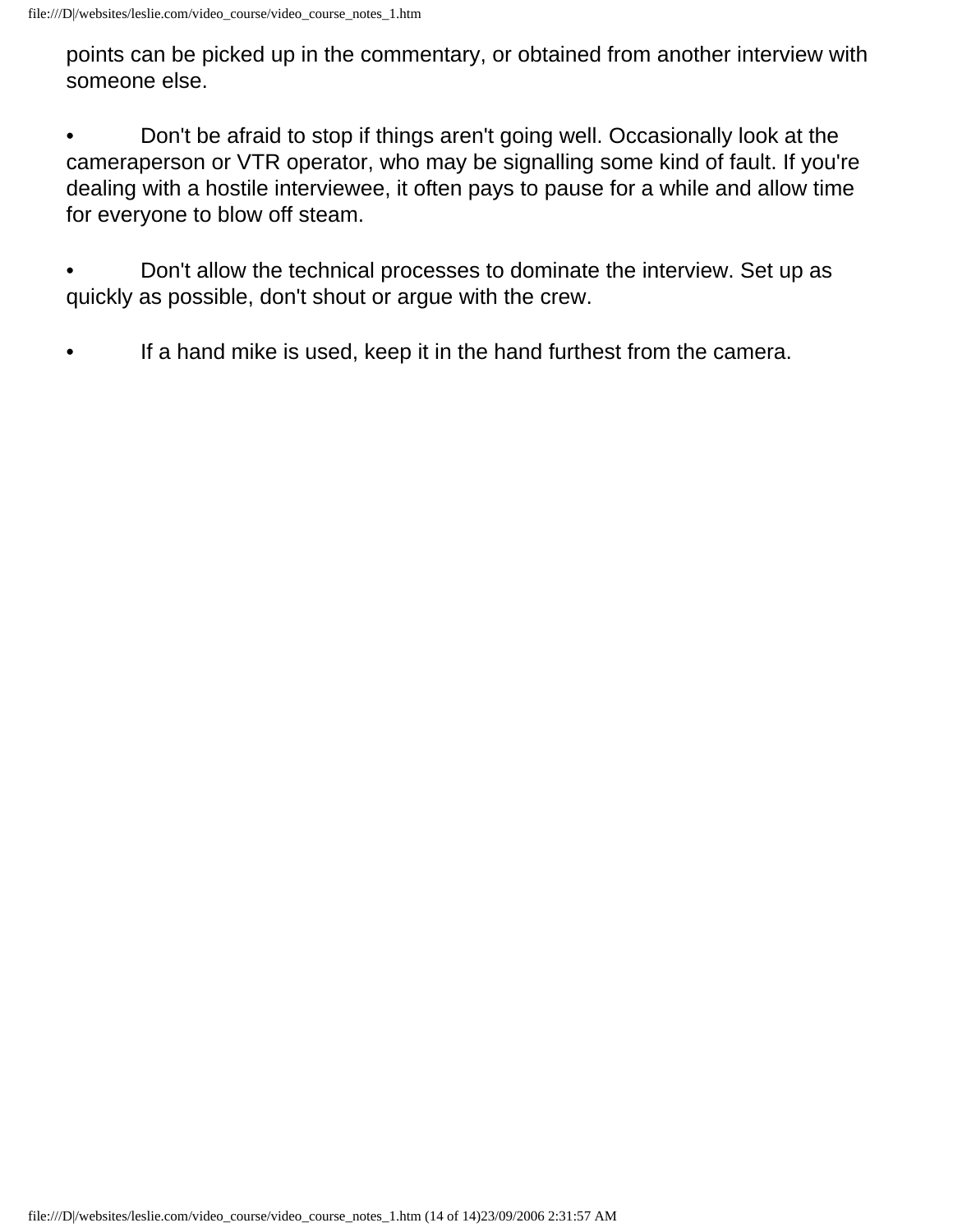points can be picked up in the commentary, or obtained from another interview with someone else.

- Don't be afraid to stop if things aren't going well. Occasionally look at the cameraperson or VTR operator, who may be signalling some kind of fault. If you're dealing with a hostile interviewee, it often pays to pause for a while and allow time for everyone to blow off steam.

- Don't allow the technical processes to dominate the interview. Set up as quickly as possible, don't shout or argue with the crew.

- If a hand mike is used, keep it in the hand furthest from the camera.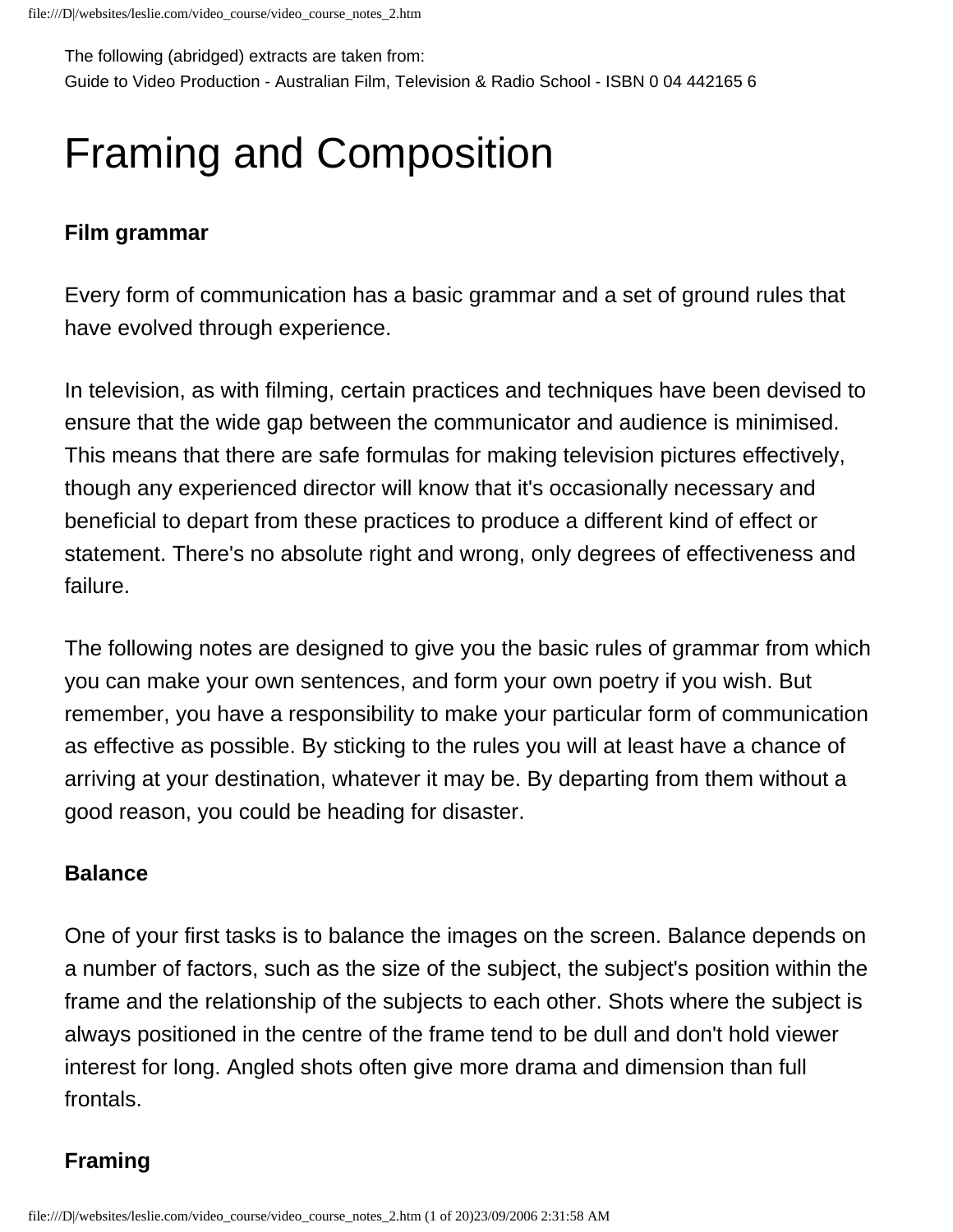The following (abridged) extracts are taken from:
Guide to Video Production - Australian Film, Television & Radio School - ISBN 0 04 442165 6

# Framing and Composition

**Film grammar**

Every form of communication has a basic grammar and a set of ground rules that have evolved through experience.

In television, as with filming, certain practices and techniques have been devised to ensure that the wide gap between the communicator and audience is minimised. This means that there are safe formulas for making television pictures effectively, though any experienced director will know that it's occasionally necessary and beneficial to depart from these practices to produce a different kind of effect or statement. There's no absolute right and wrong, only degrees of effectiveness and failure.

The following notes are designed to give you the basic rules of grammar from which you can make your own sentences, and form your own poetry if you wish. But remember, you have a responsibility to make your particular form of communication as effective as possible. By sticking to the rules you will at least have a chance of arriving at your destination, whatever it may be. By departing from them without a good reason, you could be heading for disaster.

**Balance**

One of your first tasks is to balance the images on the screen. Balance depends on a number of factors, such as the size of the subject, the subject's position within the frame and the relationship of the subjects to each other. Shots where the subject is always positioned in the centre of the frame tend to be dull and don't hold viewer interest for long. Angled shots often give more drama and dimension than full frontals.

**Framing**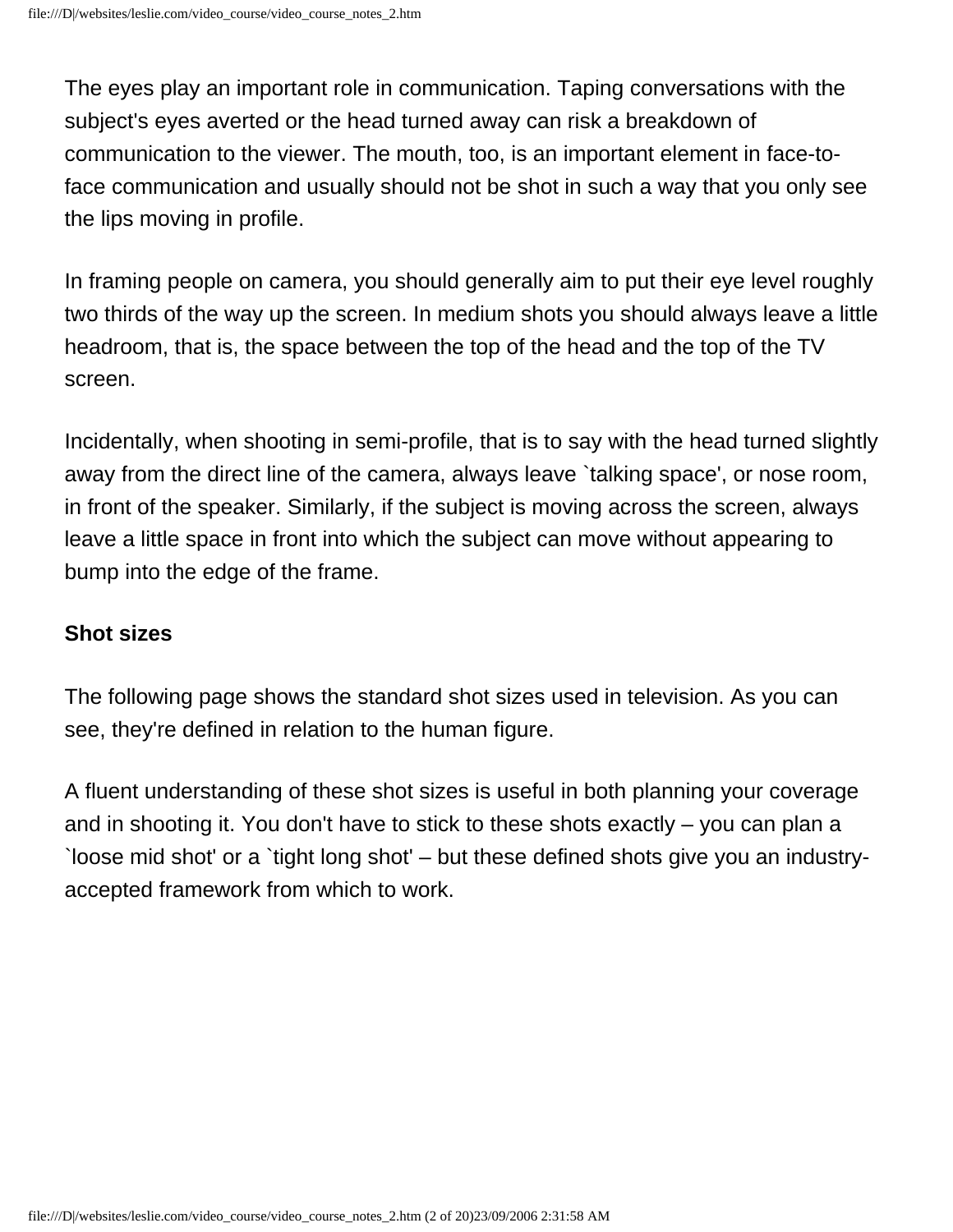The eyes play an important role in communication. Taping conversations with the subject's eyes averted or the head turned away can risk a breakdown of communication to the viewer. The mouth, too, is an important element in face-to-face communication and usually should not be shot in such a way that you only see the lips moving in profile.

In framing people on camera, you should generally aim to put their eye level roughly two thirds of the way up the screen. In medium shots you should always leave a little headroom, that is, the space between the top of the head and the top of the TV screen.

Incidentally, when shooting in semi-profile, that is to say with the head turned slightly away from the direct line of the camera, always leave `talking space', or nose room, in front of the speaker. Similarly, if the subject is moving across the screen, always leave a little space in front into which the subject can move without appearing to bump into the edge of the frame.

**Shot sizes**

The following page shows the standard shot sizes used in television. As you can see, they're defined in relation to the human figure.

A fluent understanding of these shot sizes is useful in both planning your coverage and in shooting it. You don't have to stick to these shots exactly – you can plan a `loose mid shot' or a `tight long shot' – but these defined shots give you an industry-accepted framework from which to work.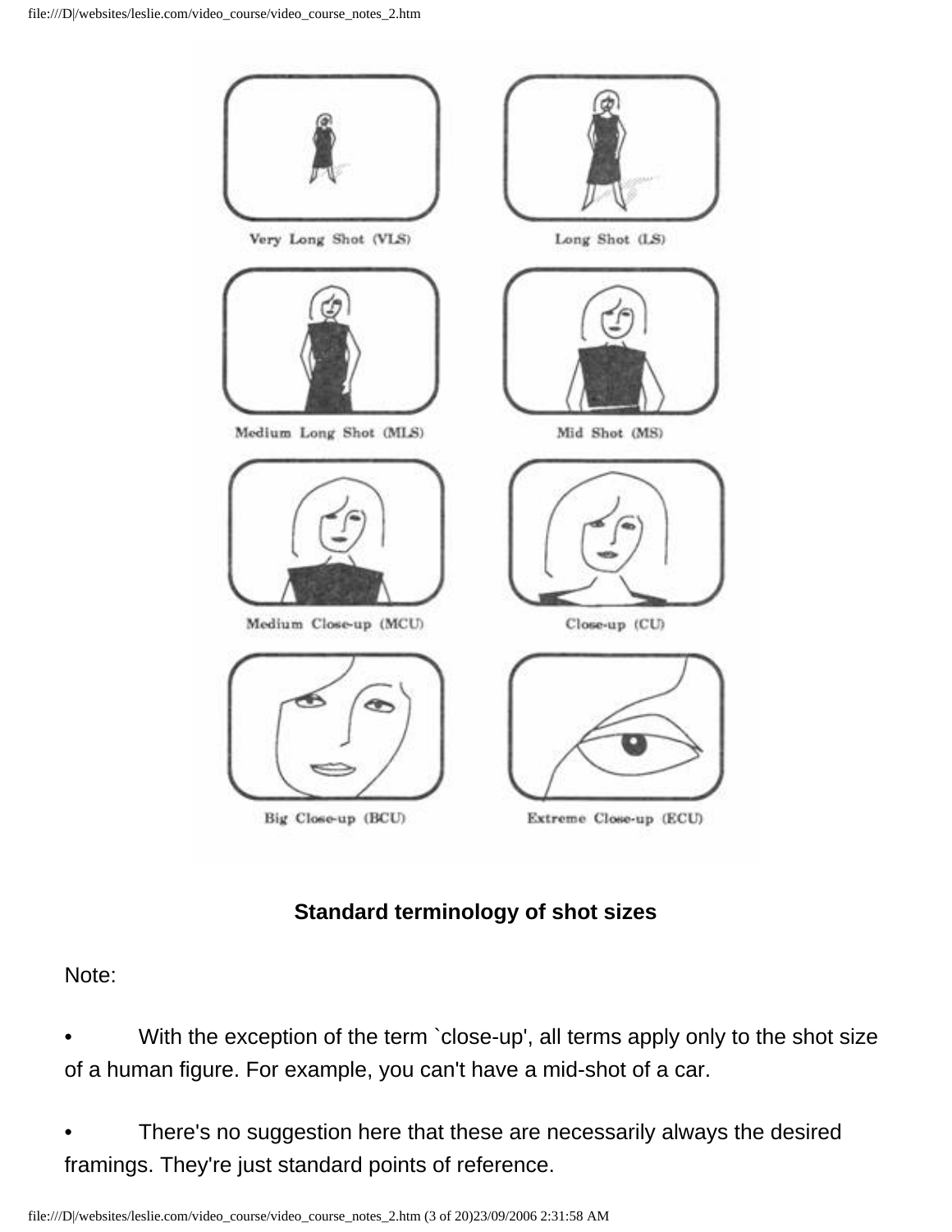Very Long Shot (VLS)

Long Shot (LS)

Medium Long Shot (MLS)

Mid Shot (MS)

Medium Close-up (MCU)

Close-up (CU)

Big Close-up (BCU)

Extreme Close-up (ECU)

**Standard terminology of shot sizes**

Note:

- With the exception of the term `close-up', all terms apply only to the shot size of a human figure. For example, you can't have a mid-shot of a car.

- There's no suggestion here that these are necessarily always the desired framings. They're just standard points of reference.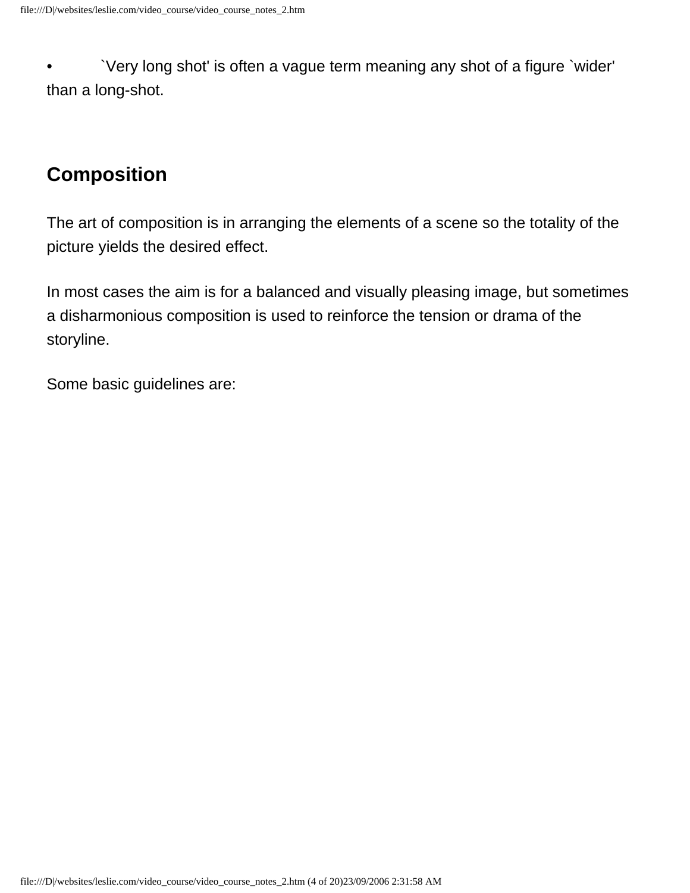- `Very long shot' is often a vague term meaning any shot of a figure `wider' than a long-shot.

## Composition

The art of composition is in arranging the elements of a scene so the totality of the picture yields the desired effect.

In most cases the aim is for a balanced and visually pleasing image, but sometimes a disharmonious composition is used to reinforce the tension or drama of the storyline.

Some basic guidelines are: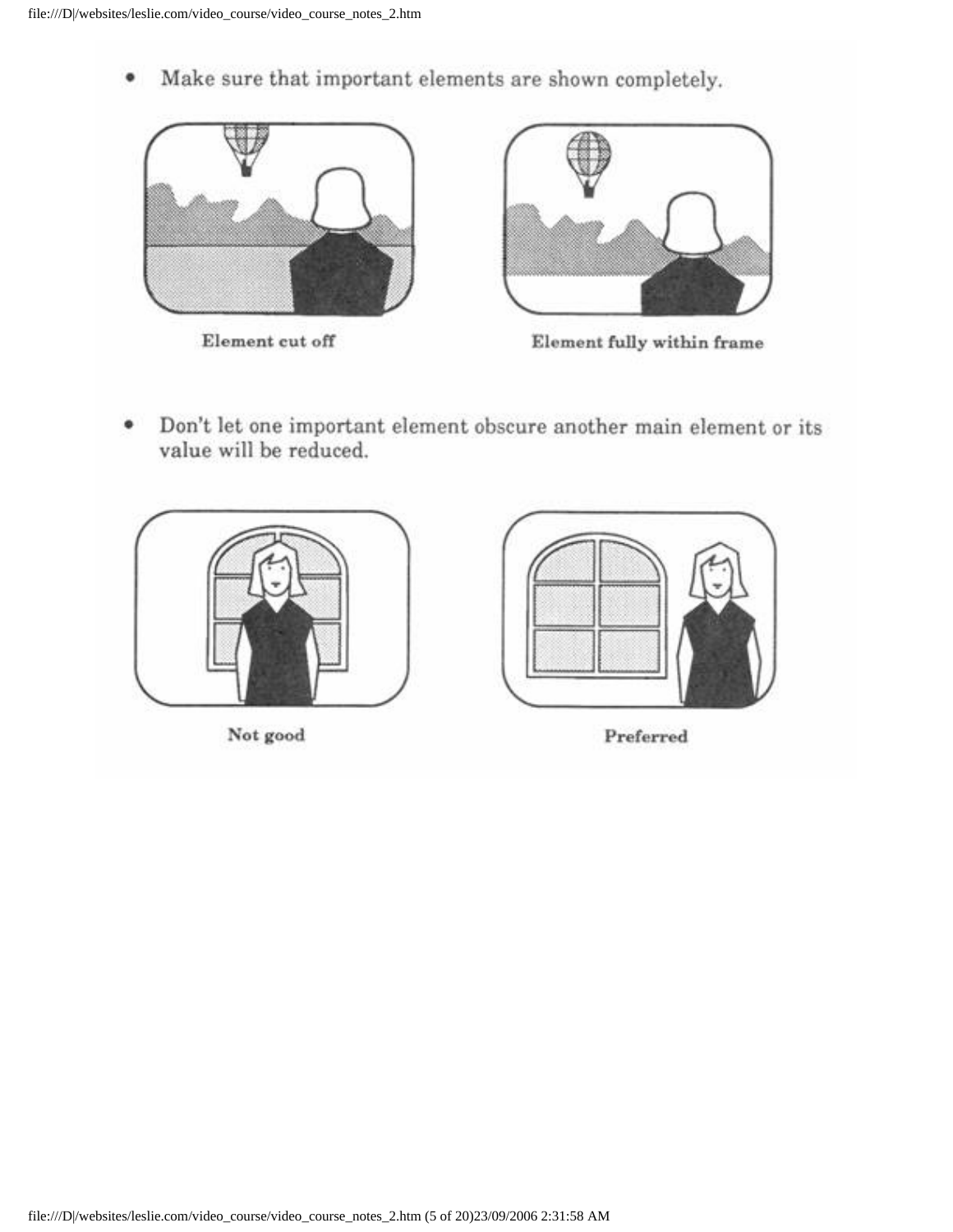- Make sure that important elements are shown completely.

Element cut off

Element fully within frame

- Don't let one important element obscure another main element or its value will be reduced.

Not good

Preferred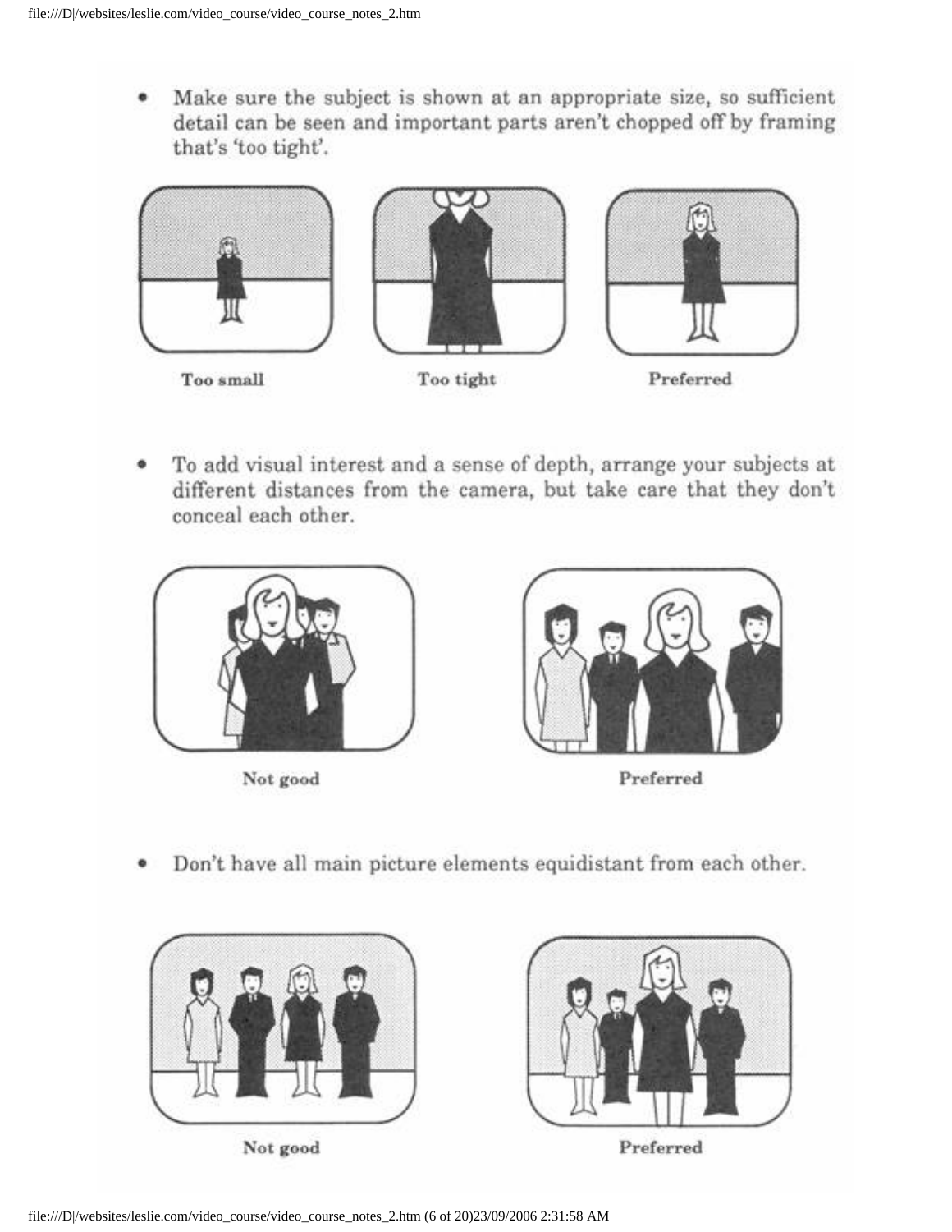- Make sure the subject is shown at an appropriate size, so sufficient detail can be seen and important parts aren't chopped off by framing that's 'too tight'.

Too small

Too tight

Preferred

- To add visual interest and a sense of depth, arrange your subjects at different distances from the camera, but take care that they don't conceal each other.

Not good

Preferred

- Don't have all main picture elements equidistant from each other.

Not good

Preferred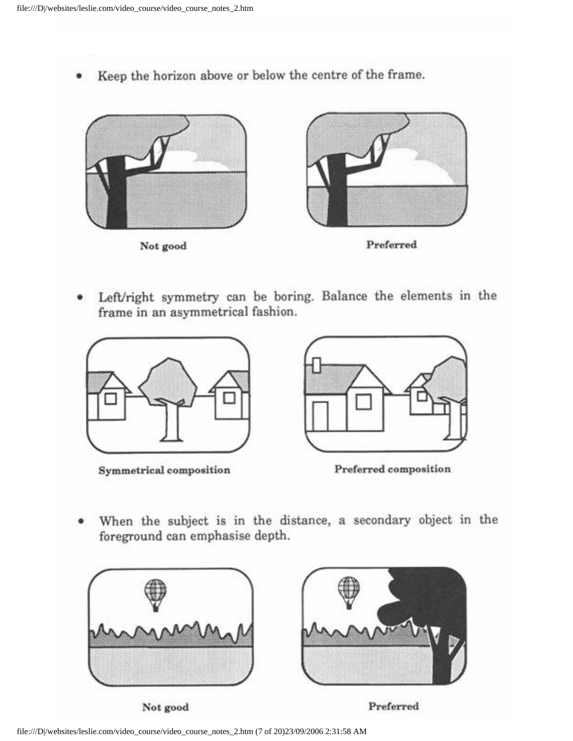- Keep the horizon above or below the centre of the frame.

Not good

Preferred

- Left/right symmetry can be boring. Balance the elements in the frame in an asymmetrical fashion.

Symmetrical composition

Preferred composition

- When the subject is in the distance, a secondary object in the foreground can emphasise depth.

Not good

Preferred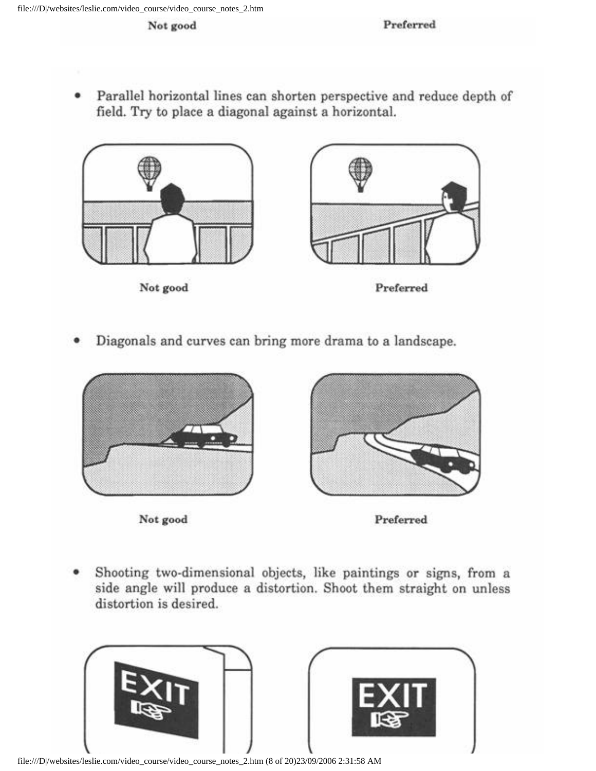Not good | Preferred

- Parallel horizontal lines can shorten perspective and reduce depth of field. Try to place a diagonal against a horizontal.

Not good | Preferred

- Diagonals and curves can bring more drama to a landscape.

Not good | Preferred

- Shooting two-dimensional objects, like paintings or signs, from a side angle will produce a distortion. Shoot them straight on unless distortion is desired.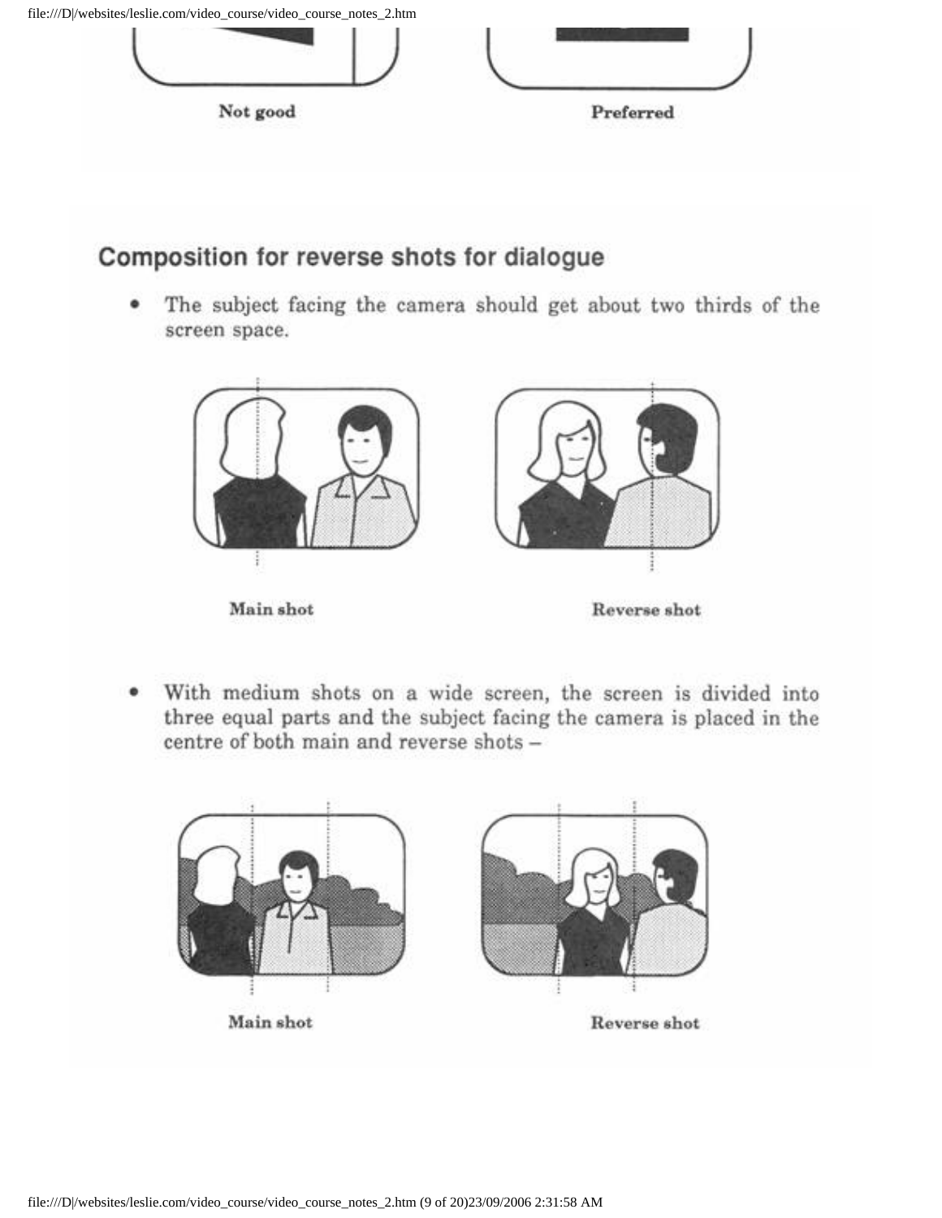Not good

Preferred

## Composition for reverse shots for dialogue

- The subject facing the camera should get about two thirds of the screen space.

Main shot

Reverse shot

- With medium shots on a wide screen, the screen is divided into three equal parts and the subject facing the camera is placed in the centre of both main and reverse shots –

Main shot

Reverse shot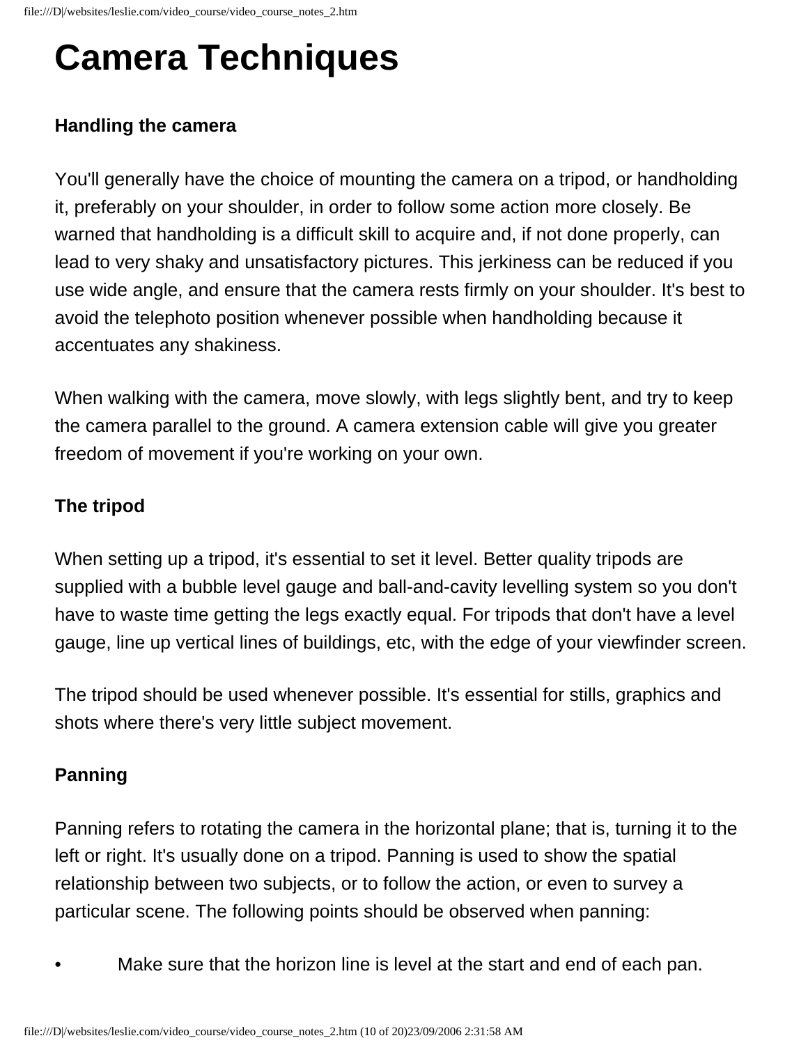# Camera Techniques

**Handling the camera**

You'll generally have the choice of mounting the camera on a tripod, or handholding it, preferably on your shoulder, in order to follow some action more closely. Be warned that handholding is a difficult skill to acquire and, if not done properly, can lead to very shaky and unsatisfactory pictures. This jerkiness can be reduced if you use wide angle, and ensure that the camera rests firmly on your shoulder. It's best to avoid the telephoto position whenever possible when handholding because it accentuates any shakiness.

When walking with the camera, move slowly, with legs slightly bent, and try to keep the camera parallel to the ground. A camera extension cable will give you greater freedom of movement if you're working on your own.

**The tripod**

When setting up a tripod, it's essential to set it level. Better quality tripods are supplied with a bubble level gauge and ball-and-cavity levelling system so you don't have to waste time getting the legs exactly equal. For tripods that don't have a level gauge, line up vertical lines of buildings, etc, with the edge of your viewfinder screen.

The tripod should be used whenever possible. It's essential for stills, graphics and shots where there's very little subject movement.

**Panning**

Panning refers to rotating the camera in the horizontal plane; that is, turning it to the left or right. It's usually done on a tripod. Panning is used to show the spatial relationship between two subjects, or to follow the action, or even to survey a particular scene. The following points should be observed when panning:

- Make sure that the horizon line is level at the start and end of each pan.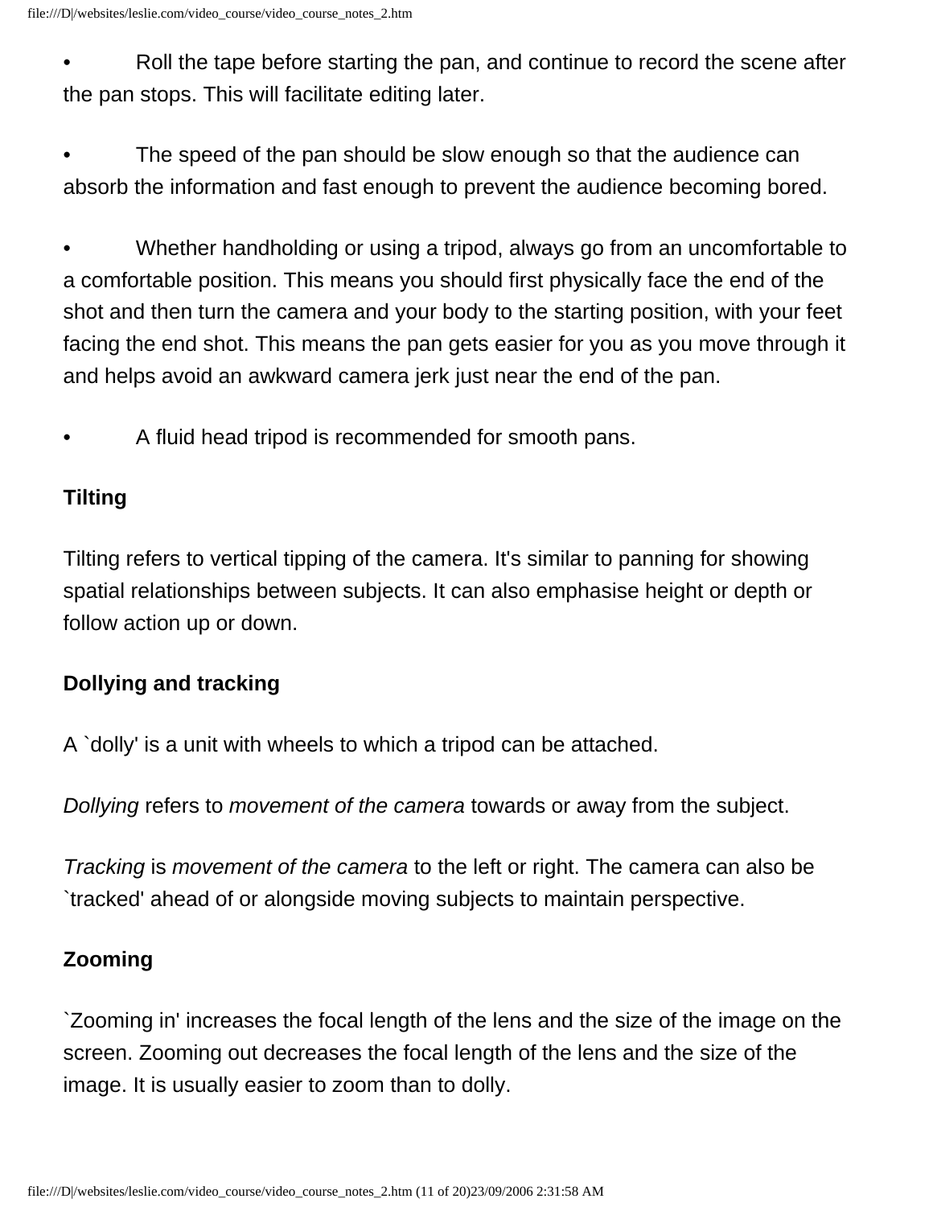- Roll the tape before starting the pan, and continue to record the scene after the pan stops. This will facilitate editing later.

- The speed of the pan should be slow enough so that the audience can absorb the information and fast enough to prevent the audience becoming bored.

- Whether handholding or using a tripod, always go from an uncomfortable to a comfortable position. This means you should first physically face the end of the shot and then turn the camera and your body to the starting position, with your feet facing the end shot. This means the pan gets easier for you as you move through it and helps avoid an awkward camera jerk just near the end of the pan.

- A fluid head tripod is recommended for smooth pans.

**Tilting**

Tilting refers to vertical tipping of the camera. It's similar to panning for showing spatial relationships between subjects. It can also emphasise height or depth or follow action up or down.

**Dollying and tracking**

A `dolly' is a unit with wheels to which a tripod can be attached.

*Dollying* refers to *movement of the camera* towards or away from the subject.

*Tracking* is *movement of the camera* to the left or right. The camera can also be `tracked' ahead of or alongside moving subjects to maintain perspective.

**Zooming**

`Zooming in' increases the focal length of the lens and the size of the image on the screen. Zooming out decreases the focal length of the lens and the size of the image. It is usually easier to zoom than to dolly.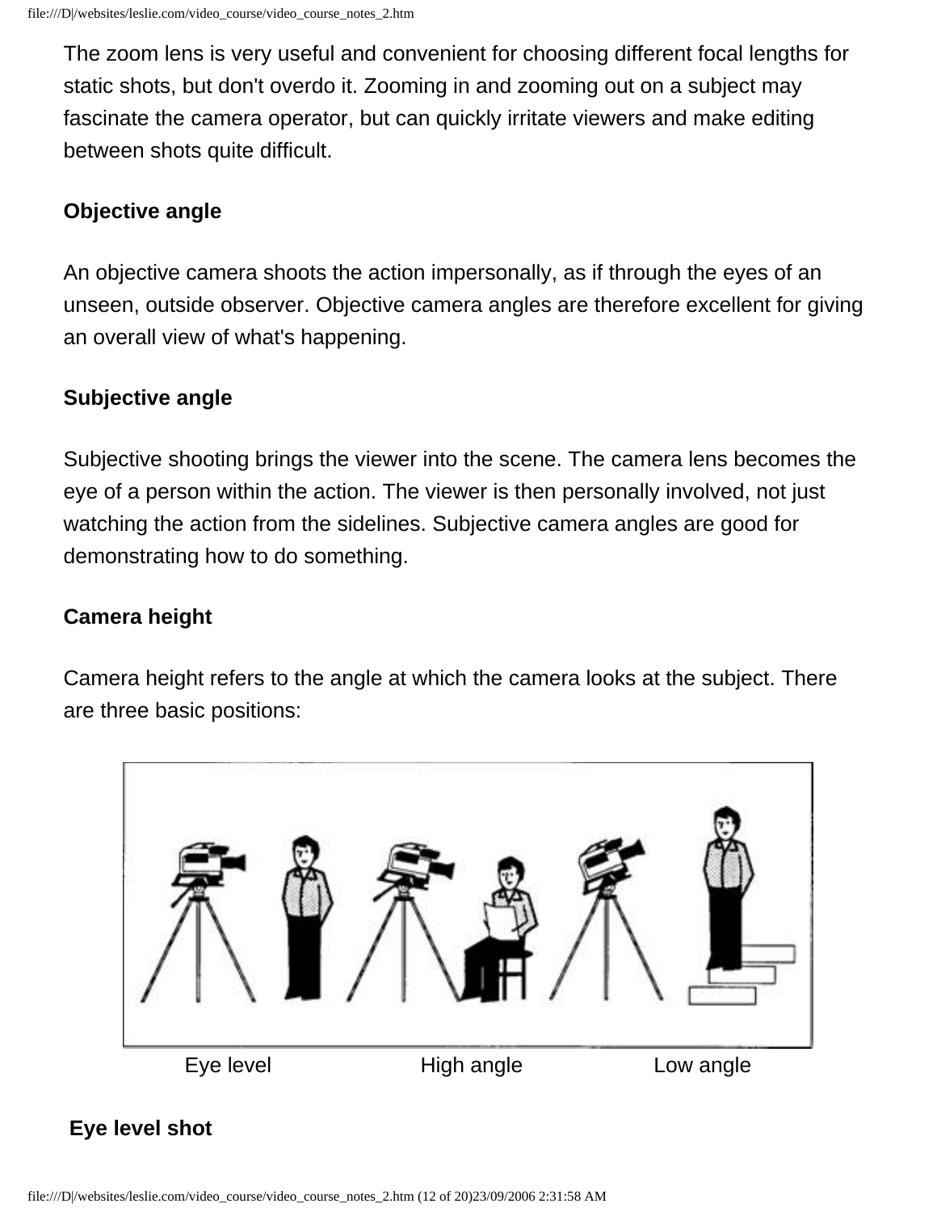The zoom lens is very useful and convenient for choosing different focal lengths for static shots, but don't overdo it. Zooming in and zooming out on a subject may fascinate the camera operator, but can quickly irritate viewers and make editing between shots quite difficult.

**Objective angle**

An objective camera shoots the action impersonally, as if through the eyes of an unseen, outside observer. Objective camera angles are therefore excellent for giving an overall view of what's happening.

**Subjective angle**

Subjective shooting brings the viewer into the scene. The camera lens becomes the eye of a person within the action. The viewer is then personally involved, not just watching the action from the sidelines. Subjective camera angles are good for demonstrating how to do something.

**Camera height**

Camera height refers to the angle at which the camera looks at the subject. There are three basic positions:

Eye level    High angle    Low angle

**Eye level shot**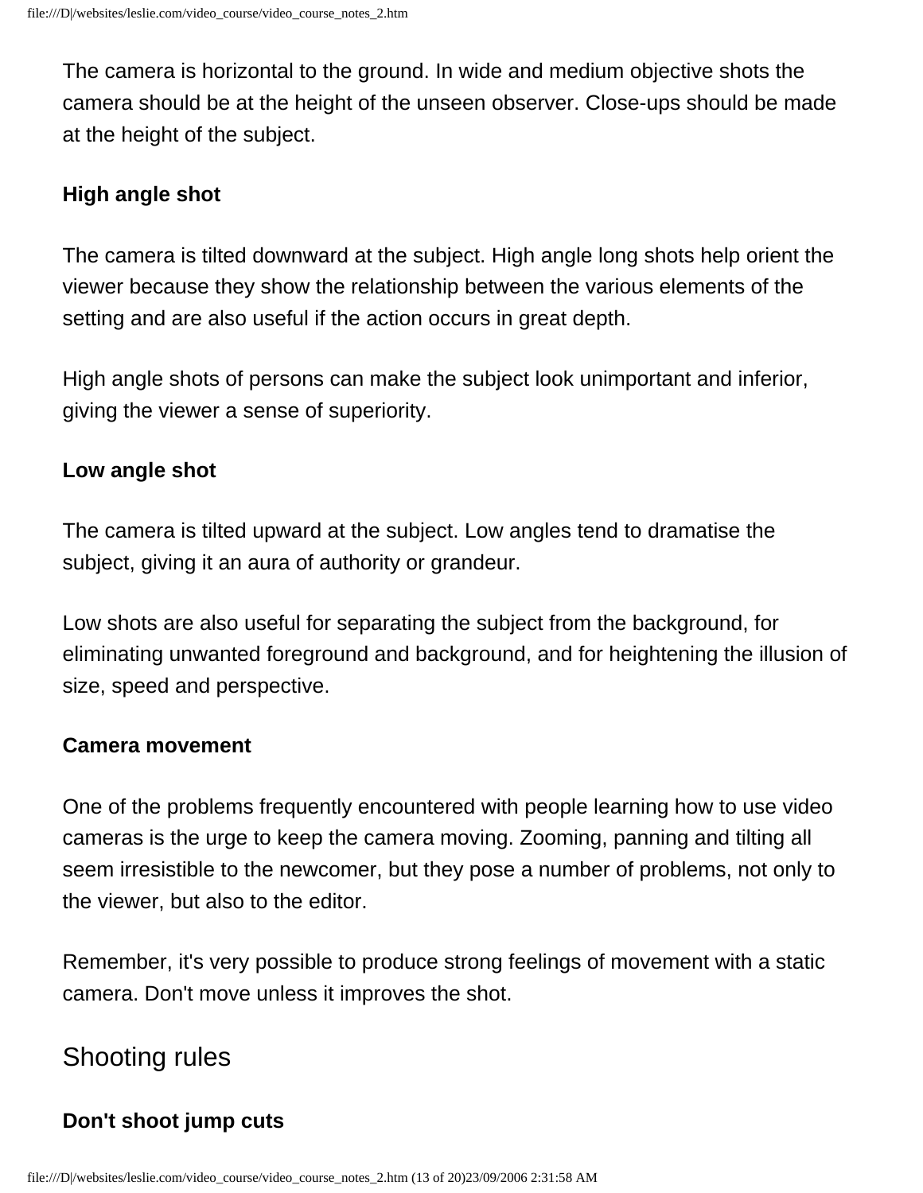The camera is horizontal to the ground. In wide and medium objective shots the camera should be at the height of the unseen observer. Close-ups should be made at the height of the subject.

**High angle shot**

The camera is tilted downward at the subject. High angle long shots help orient the viewer because they show the relationship between the various elements of the setting and are also useful if the action occurs in great depth.

High angle shots of persons can make the subject look unimportant and inferior, giving the viewer a sense of superiority.

**Low angle shot**

The camera is tilted upward at the subject. Low angles tend to dramatise the subject, giving it an aura of authority or grandeur.

Low shots are also useful for separating the subject from the background, for eliminating unwanted foreground and background, and for heightening the illusion of size, speed and perspective.

**Camera movement**

One of the problems frequently encountered with people learning how to use video cameras is the urge to keep the camera moving. Zooming, panning and tilting all seem irresistible to the newcomer, but they pose a number of problems, not only to the viewer, but also to the editor.

Remember, it's very possible to produce strong feelings of movement with a static camera. Don't move unless it improves the shot.

## Shooting rules

**Don't shoot jump cuts**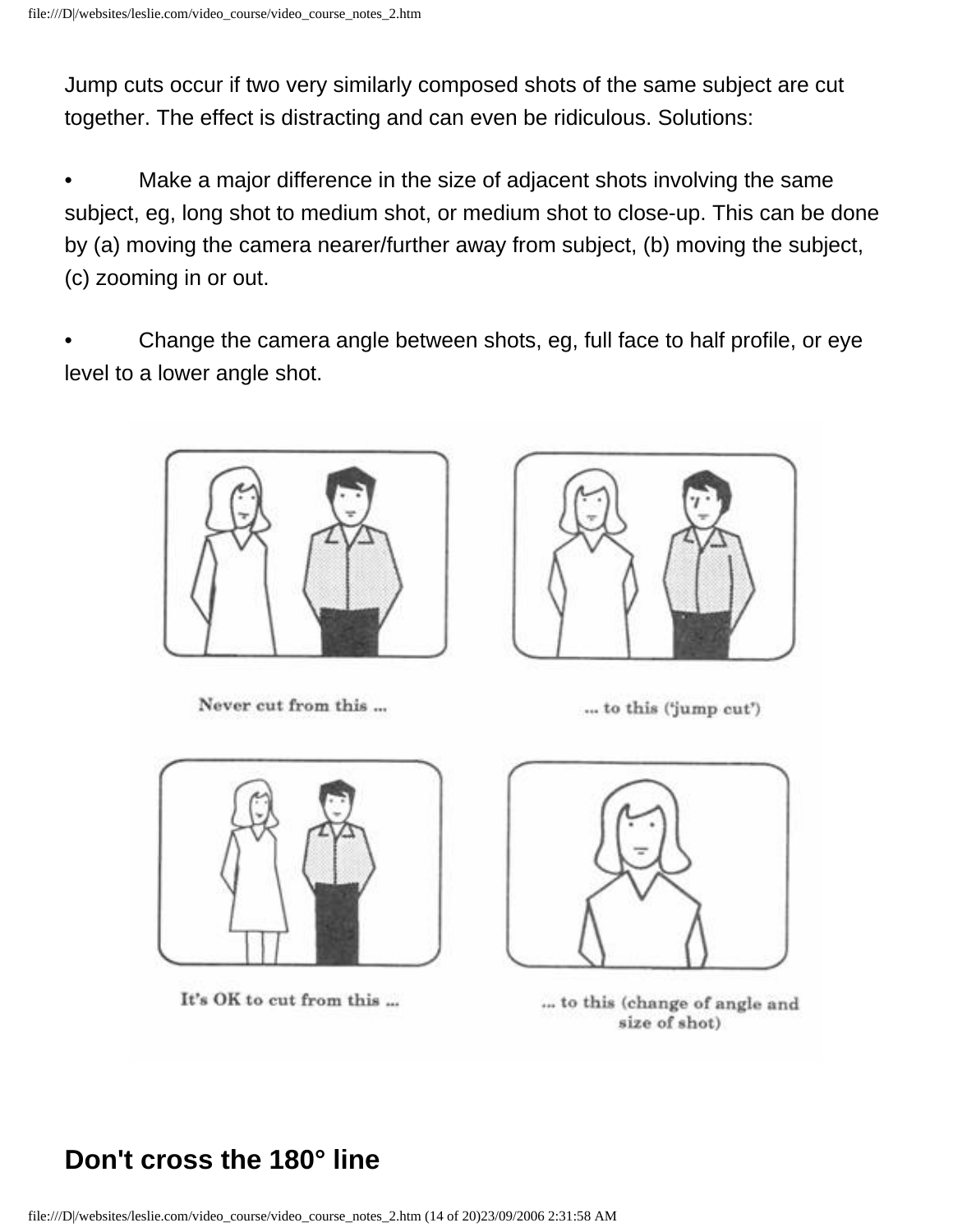Jump cuts occur if two very similarly composed shots of the same subject are cut together. The effect is distracting and can even be ridiculous. Solutions:

- Make a major difference in the size of adjacent shots involving the same subject, eg, long shot to medium shot, or medium shot to close-up. This can be done by (a) moving the camera nearer/further away from subject, (b) moving the subject, (c) zooming in or out.

- Change the camera angle between shots, eg, full face to half profile, or eye level to a lower angle shot.

Never cut from this ...

... to this ('jump cut')

It's OK to cut from this ...

... to this (change of angle and size of shot)

## Don't cross the 180° line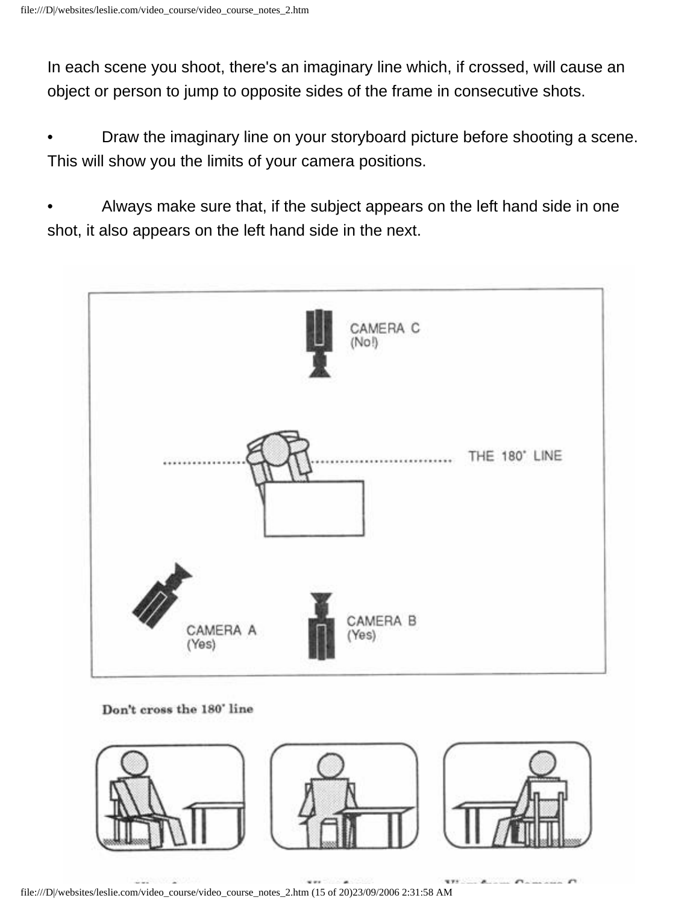In each scene you shoot, there's an imaginary line which, if crossed, will cause an object or person to jump to opposite sides of the frame in consecutive shots.

- Draw the imaginary line on your storyboard picture before shooting a scene. This will show you the limits of your camera positions.

- Always make sure that, if the subject appears on the left hand side in one shot, it also appears on the left hand side in the next.

CAMERA C (No!)

THE 180˚ LINE

CAMERA A (Yes)

CAMERA B (Yes)

**Don't cross the 180˚ line**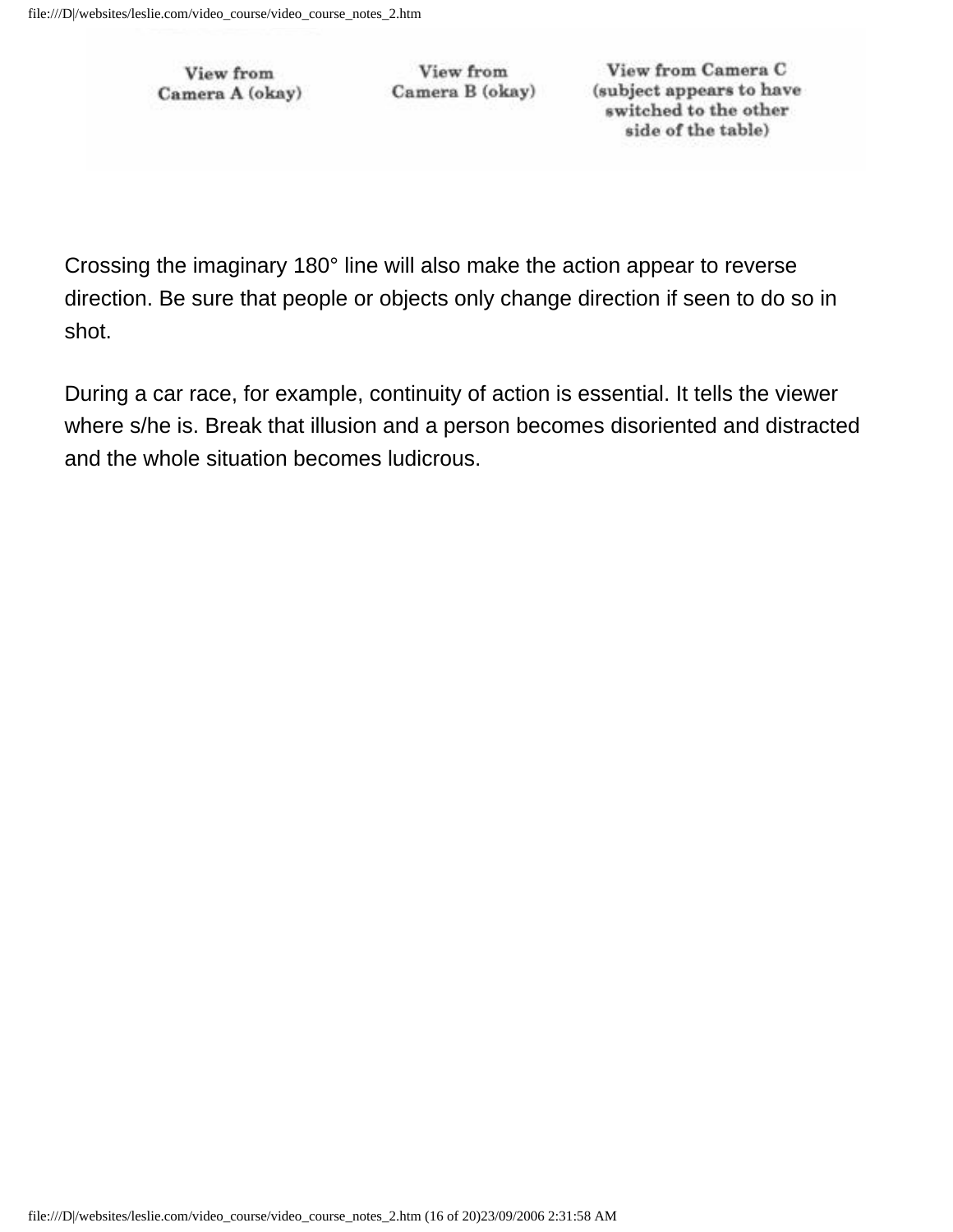| View from Camera A (okay) | View from Camera B (okay) | View from Camera C (subject appears to have switched to the other side of the table) |
| --- | --- | --- |

Crossing the imaginary 180° line will also make the action appear to reverse direction. Be sure that people or objects only change direction if seen to do so in shot.

During a car race, for example, continuity of action is essential. It tells the viewer where s/he is. Break that illusion and a person becomes disoriented and distracted and the whole situation becomes ludicrous.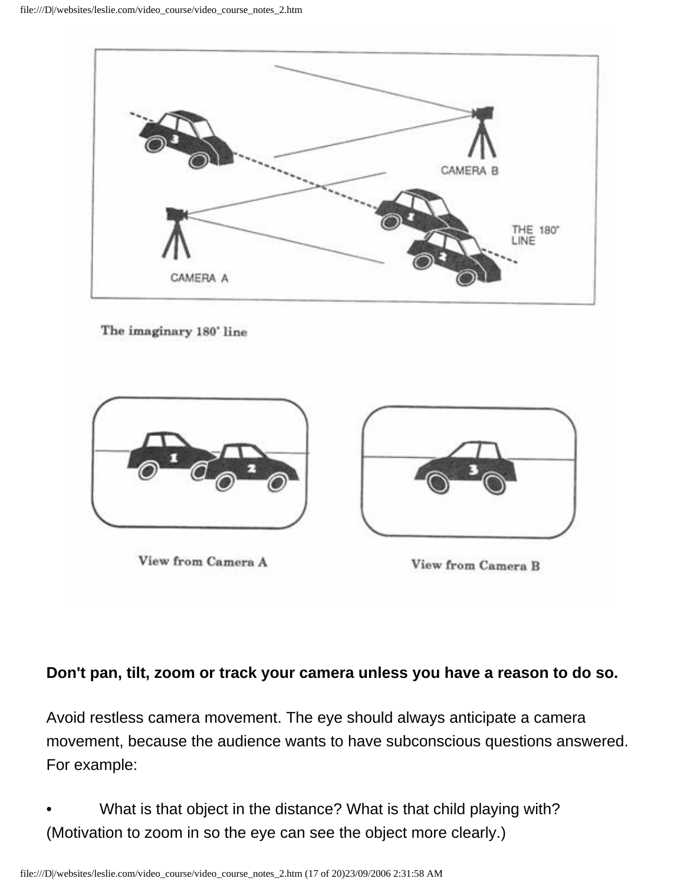The imaginary 180° line

View from Camera A

View from Camera B

**Don't pan, tilt, zoom or track your camera unless you have a reason to do so.**

Avoid restless camera movement. The eye should always anticipate a camera movement, because the audience wants to have subconscious questions answered. For example:

- What is that object in the distance? What is that child playing with? (Motivation to zoom in so the eye can see the object more clearly.)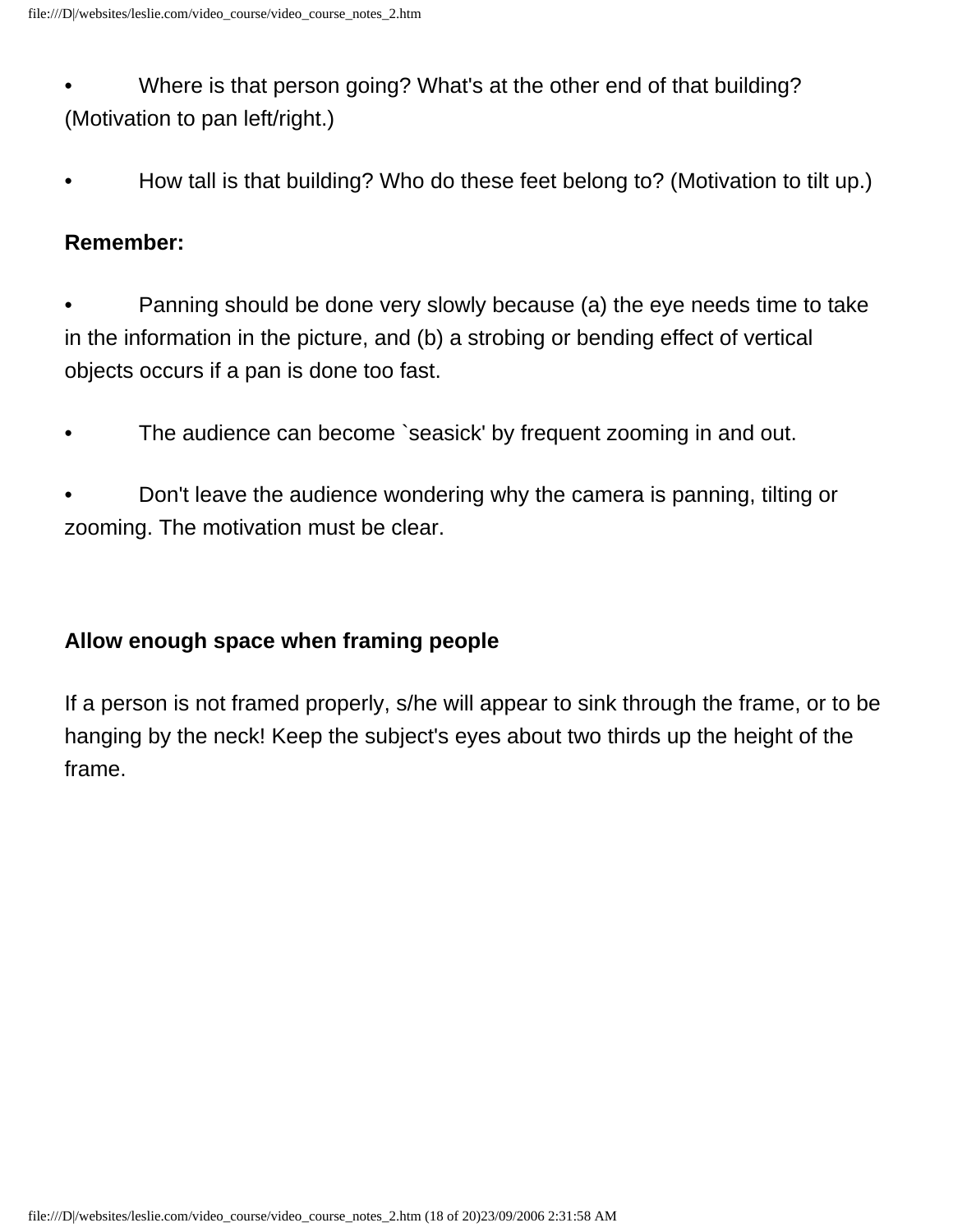- Where is that person going? What's at the other end of that building? (Motivation to pan left/right.)

- How tall is that building? Who do these feet belong to? (Motivation to tilt up.)

**Remember:**

- Panning should be done very slowly because (a) the eye needs time to take in the information in the picture, and (b) a strobing or bending effect of vertical objects occurs if a pan is done too fast.

- The audience can become `seasick' by frequent zooming in and out.

- Don't leave the audience wondering why the camera is panning, tilting or zooming. The motivation must be clear.

### Allow enough space when framing people

If a person is not framed properly, s/he will appear to sink through the frame, or to be hanging by the neck! Keep the subject's eyes about two thirds up the height of the frame.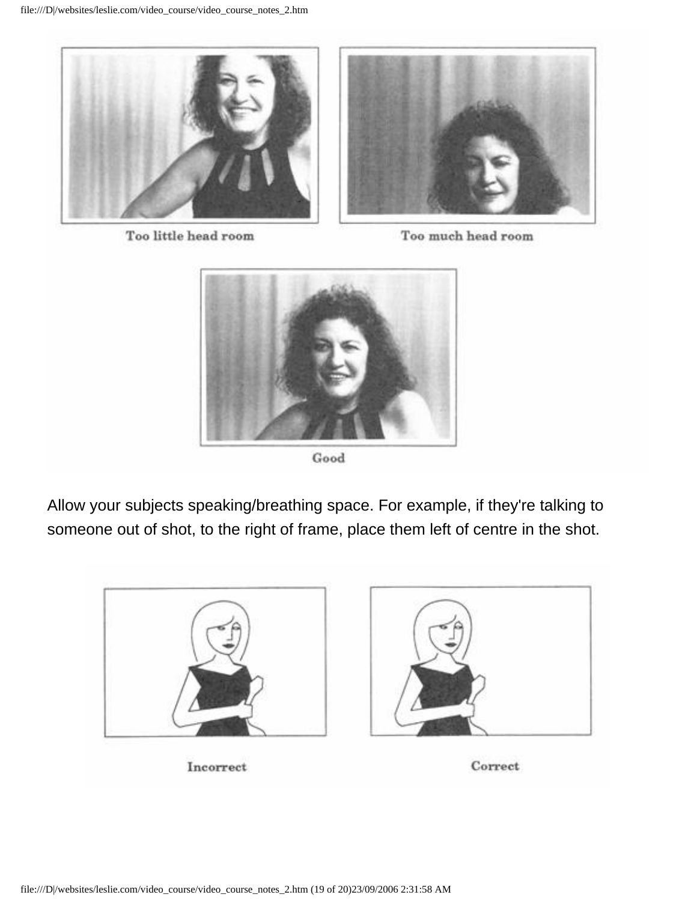Too little head room

Too much head room

Good

Allow your subjects speaking/breathing space. For example, if they're talking to someone out of shot, to the right of frame, place them left of centre in the shot.

Incorrect

Correct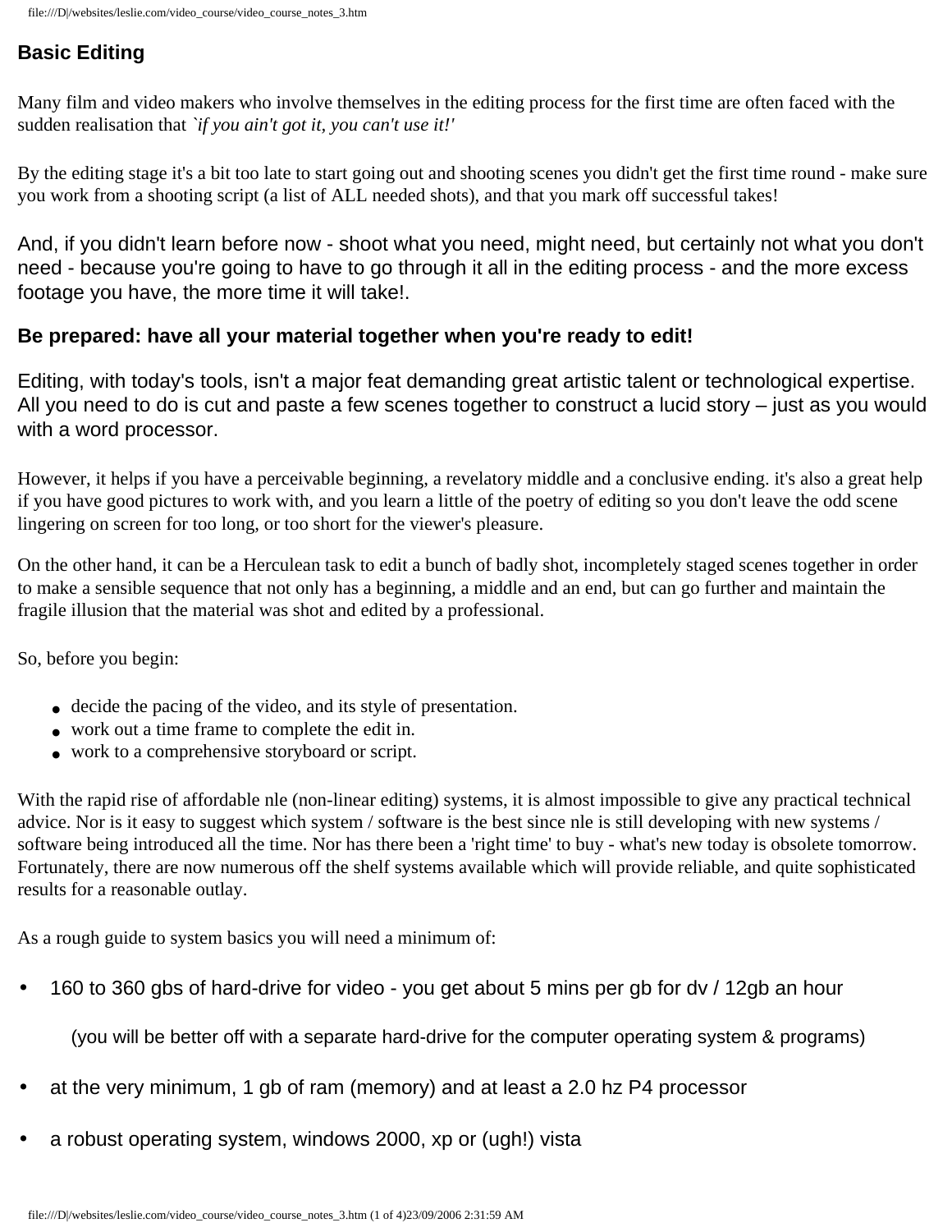## Basic Editing

Many film and video makers who involve themselves in the editing process for the first time are often faced with the sudden realisation that *`if you ain't got it, you can't use it!'*

By the editing stage it's a bit too late to start going out and shooting scenes you didn't get the first time round - make sure you work from a shooting script (a list of ALL needed shots), and that you mark off successful takes!

And, if you didn't learn before now - shoot what you need, might need, but certainly not what you don't need - because you're going to have to go through it all in the editing process - and the more excess footage you have, the more time it will take!.

**Be prepared: have all your material together when you're ready to edit!**

Editing, with today's tools, isn't a major feat demanding great artistic talent or technological expertise. All you need to do is cut and paste a few scenes together to construct a lucid story – just as you would with a word processor.

However, it helps if you have a perceivable beginning, a revelatory middle and a conclusive ending. it's also a great help if you have good pictures to work with, and you learn a little of the poetry of editing so you don't leave the odd scene lingering on screen for too long, or too short for the viewer's pleasure.

On the other hand, it can be a Herculean task to edit a bunch of badly shot, incompletely staged scenes together in order to make a sensible sequence that not only has a beginning, a middle and an end, but can go further and maintain the fragile illusion that the material was shot and edited by a professional.

So, before you begin:

- decide the pacing of the video, and its style of presentation.
- work out a time frame to complete the edit in.
- work to a comprehensive storyboard or script.

With the rapid rise of affordable nle (non-linear editing) systems, it is almost impossible to give any practical technical advice. Nor is it easy to suggest which system / software is the best since nle is still developing with new systems / software being introduced all the time. Nor has there been a 'right time' to buy - what's new today is obsolete tomorrow. Fortunately, there are now numerous off the shelf systems available which will provide reliable, and quite sophisticated results for a reasonable outlay.

As a rough guide to system basics you will need a minimum of:

- 160 to 360 gbs of hard-drive for video - you get about 5 mins per gb for dv / 12gb an hour

  (you will be better off with a separate hard-drive for the computer operating system & programs)

- at the very minimum, 1 gb of ram (memory) and at least a 2.0 hz P4 processor

- a robust operating system, windows 2000, xp or (ugh!) vista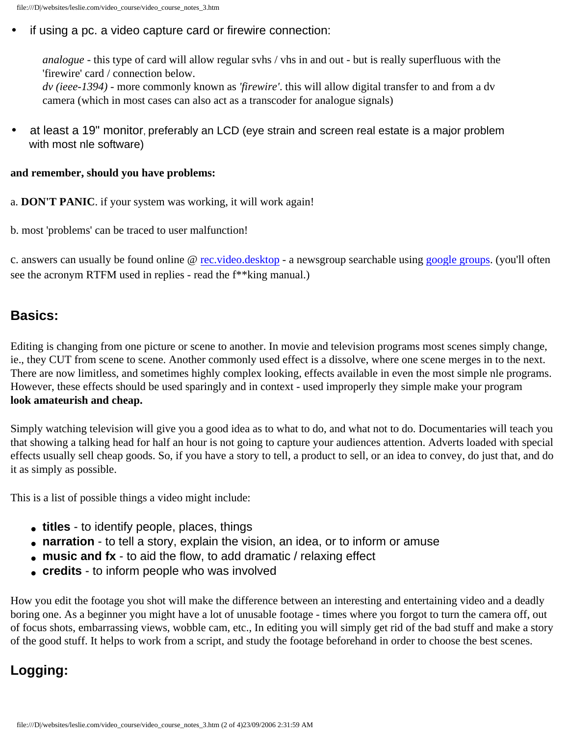- if using a pc. a video capture card or firewire connection:

  *analogue* - this type of card will allow regular svhs / vhs in and out - but is really superfluous with the 'firewire' card / connection below.
  *dv (ieee-1394)* - more commonly known as *'firewire'*. this will allow digital transfer to and from a dv camera (which in most cases can also act as a transcoder for analogue signals)

- at least a 19" monitor, preferably an LCD (eye strain and screen real estate is a major problem with most nle software)

**and remember, should you have problems:**

a. **DON'T PANIC**. if your system was working, it will work again!

b. most 'problems' can be traced to user malfunction!

c. answers can usually be found online @ rec.video.desktop - a newsgroup searchable using google groups. (you'll often see the acronym RTFM used in replies - read the f**king manual.)

## Basics:

Editing is changing from one picture or scene to another. In movie and television programs most scenes simply change, ie., they CUT from scene to scene. Another commonly used effect is a dissolve, where one scene merges in to the next. There are now limitless, and sometimes highly complex looking, effects available in even the most simple nle programs. However, these effects should be used sparingly and in context - used improperly they simple make your program **look amateurish and cheap.**

Simply watching television will give you a good idea as to what to do, and what not to do. Documentaries will teach you that showing a talking head for half an hour is not going to capture your audiences attention. Adverts loaded with special effects usually sell cheap goods. So, if you have a story to tell, a product to sell, or an idea to convey, do just that, and do it as simply as possible.

This is a list of possible things a video might include:

- **titles** - to identify people, places, things
- **narration** - to tell a story, explain the vision, an idea, or to inform or amuse
- **music and fx** - to aid the flow, to add dramatic / relaxing effect
- **credits** - to inform people who was involved

How you edit the footage you shot will make the difference between an interesting and entertaining video and a deadly boring one. As a beginner you might have a lot of unusable footage - times where you forgot to turn the camera off, out of focus shots, embarrassing views, wobble cam, etc., In editing you will simply get rid of the bad stuff and make a story of the good stuff. It helps to work from a script, and study the footage beforehand in order to choose the best scenes.

## Logging: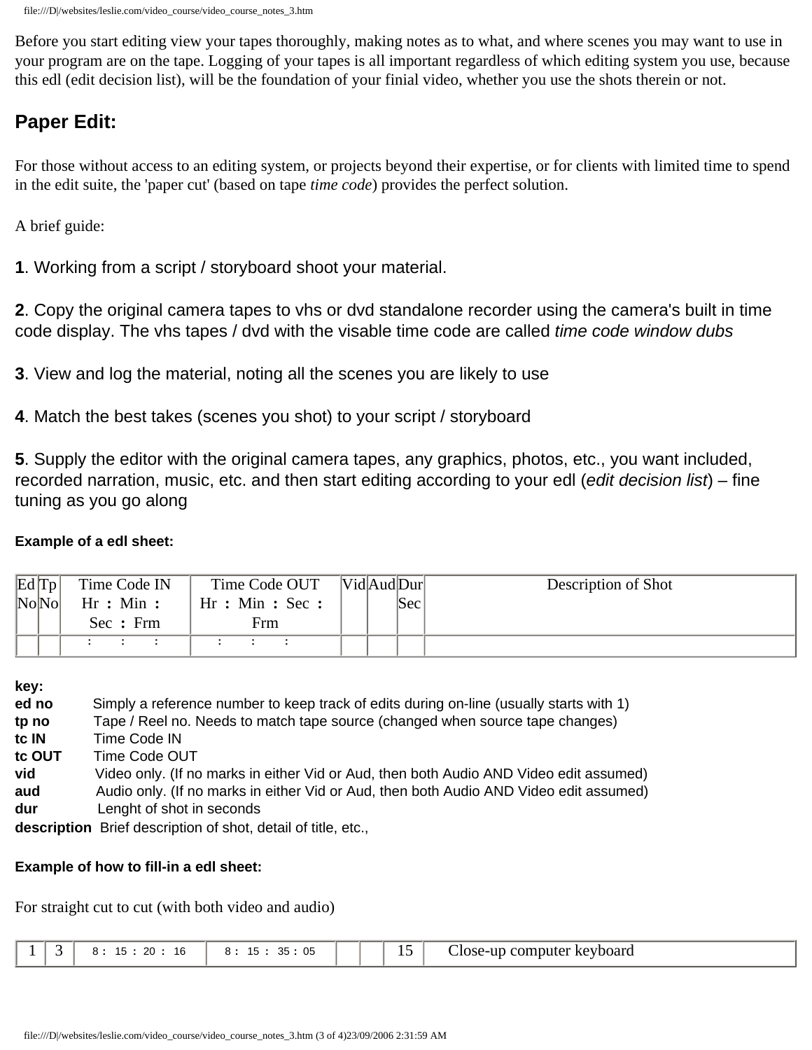Before you start editing view your tapes thoroughly, making notes as to what, and where scenes you may want to use in your program are on the tape. Logging of your tapes is all important regardless of which editing system you use, because this edl (edit decision list), will be the foundation of your finial video, whether you use the shots therein or not.

## Paper Edit:

For those without access to an editing system, or projects beyond their expertise, or for clients with limited time to spend in the edit suite, the 'paper cut' (based on tape *time code*) provides the perfect solution.

A brief guide:

**1**. Working from a script / storyboard shoot your material.

**2**. Copy the original camera tapes to vhs or dvd standalone recorder using the camera's built in time code display. The vhs tapes / dvd with the visable time code are called *time code window dubs*

**3**. View and log the material, noting all the scenes you are likely to use

**4**. Match the best takes (scenes you shot) to your script / storyboard

**5**. Supply the editor with the original camera tapes, any graphics, photos, etc., you want included, recorded narration, music, etc. and then start editing according to your edl (*edit decision list*) – fine tuning as you go along

**Example of a edl sheet:**

| Ed No | Tp No | Time Code IN Hr : Min : Sec : Frm | Time Code OUT Hr : Min : Sec : Frm | Vid | Aud | Dur Sec | Description of Shot |
|---|---|---|---|---|---|---|---|
| | | : : : | : : : | | | | |

**key:**
**ed no** Simply a reference number to keep track of edits during on-line (usually starts with 1)
**tp no** Tape / Reel no. Needs to match tape source (changed when source tape changes)
**tc IN** Time Code IN
**tc OUT** Time Code OUT
**vid** Video only. (If no marks in either Vid or Aud, then both Audio AND Video edit assumed)
**aud** Audio only. (If no marks in either Vid or Aud, then both Audio AND Video edit assumed)
**dur** Lenght of shot in seconds
**description** Brief description of shot, detail of title, etc.,

**Example of how to fill-in a edl sheet:**

For straight cut to cut (with both video and audio)

| | | | | | | | |
|---|---|---|---|---|---|---|---|
| 1 | 3 | 8 : 15 : 20 : 16 | 8 : 15 : 35 : 05 | | | 15 | Close-up computer keyboard |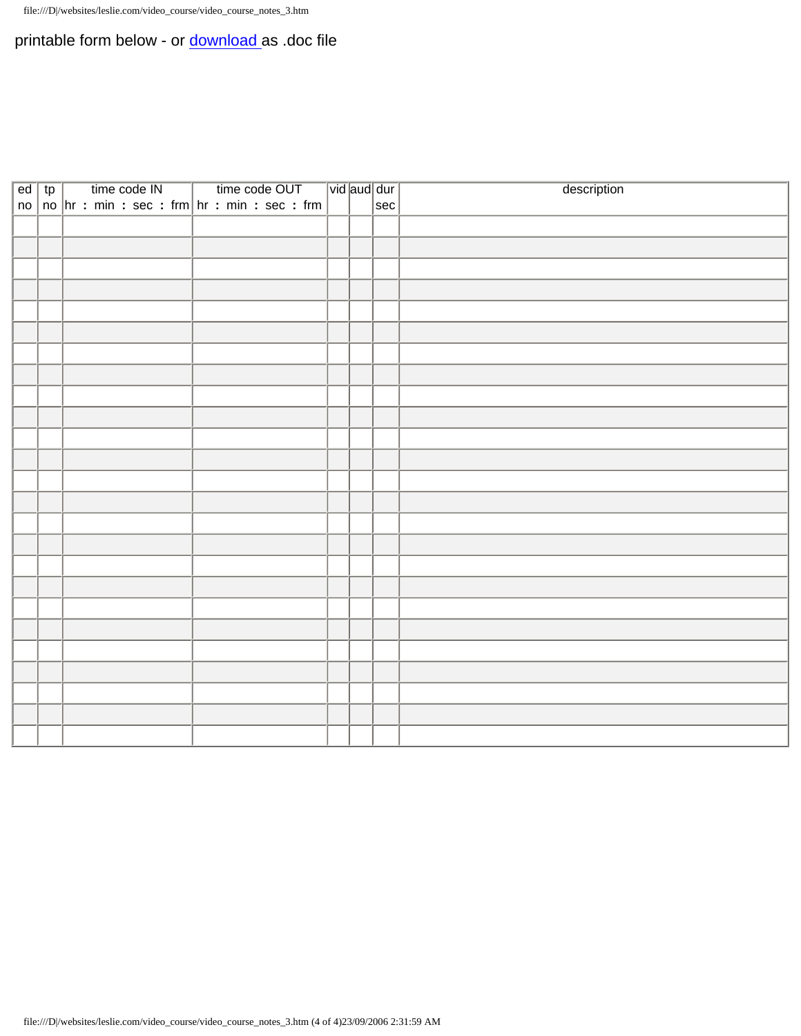printable form below - or download as .doc file

| ed no | tp no | time code IN hr : min : sec : frm | time code OUT hr : min : sec : frm | vid | aud | dur sec | description |
|---|---|---|---|---|---|---|---|
| | | | | | | | |
| | | | | | | | |
| | | | | | | | |
| | | | | | | | |
| | | | | | | | |
| | | | | | | | |
| | | | | | | | |
| | | | | | | | |
| | | | | | | | |
| | | | | | | | |
| | | | | | | | |
| | | | | | | | |
| | | | | | | | |
| | | | | | | | |
| | | | | | | | |
| | | | | | | | |
| | | | | | | | |
| | | | | | | | |
| | | | | | | | |
| | | | | | | | |
| | | | | | | | |
| | | | | | | | |
| | | | | | | | |
| | | | | | | | |
| | | | | | | | |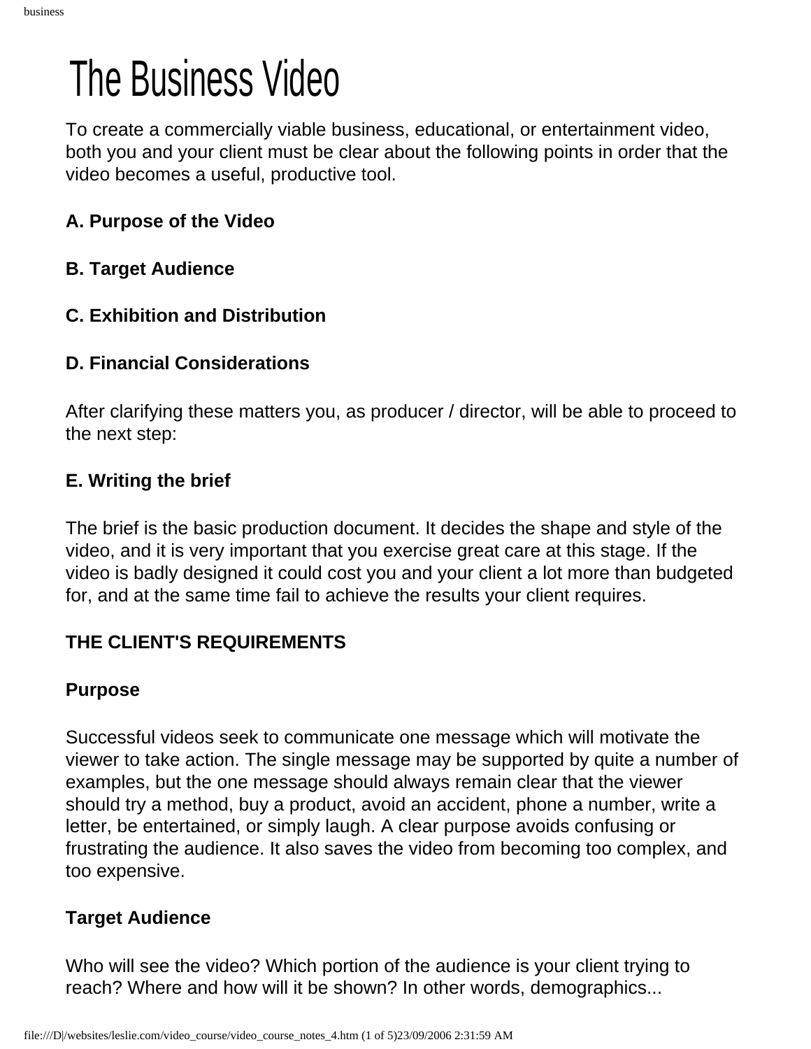# The Business Video

To create a commercially viable business, educational, or entertainment video, both you and your client must be clear about the following points in order that the video becomes a useful, productive tool.

**A. Purpose of the Video**

**B. Target Audience**

**C. Exhibition and Distribution**

**D. Financial Considerations**

After clarifying these matters you, as producer / director, will be able to proceed to the next step:

**E. Writing the brief**

The brief is the basic production document. It decides the shape and style of the video, and it is very important that you exercise great care at this stage. If the video is badly designed it could cost you and your client a lot more than budgeted for, and at the same time fail to achieve the results your client requires.

## THE CLIENT'S REQUIREMENTS

### Purpose

Successful videos seek to communicate one message which will motivate the viewer to take action. The single message may be supported by quite a number of examples, but the one message should always remain clear that the viewer should try a method, buy a product, avoid an accident, phone a number, write a letter, be entertained, or simply laugh. A clear purpose avoids confusing or frustrating the audience. It also saves the video from becoming too complex, and too expensive.

### Target Audience

Who will see the video? Which portion of the audience is your client trying to reach? Where and how will it be shown? In other words, demographics...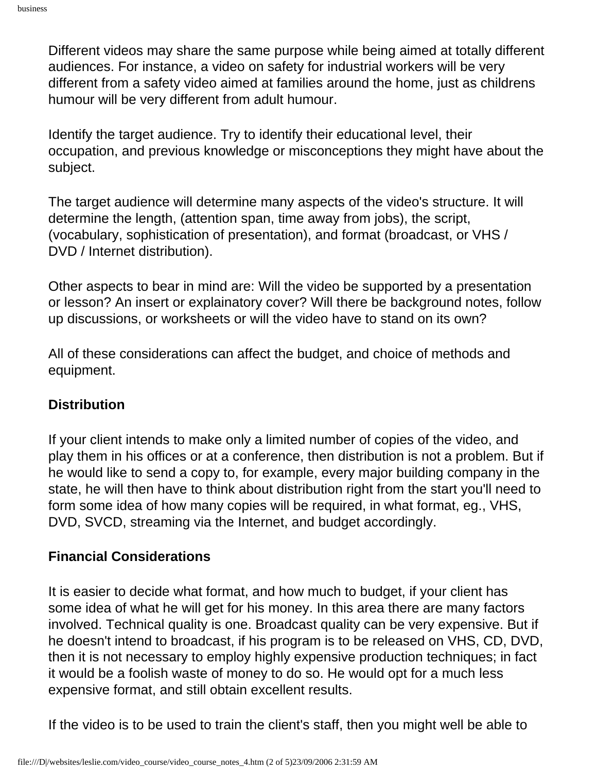Different videos may share the same purpose while being aimed at totally different audiences. For instance, a video on safety for industrial workers will be very different from a safety video aimed at families around the home, just as childrens humour will be very different from adult humour.

Identify the target audience. Try to identify their educational level, their occupation, and previous knowledge or misconceptions they might have about the subject.

The target audience will determine many aspects of the video's structure. It will determine the length, (attention span, time away from jobs), the script, (vocabulary, sophistication of presentation), and format (broadcast, or VHS / DVD / Internet distribution).

Other aspects to bear in mind are: Will the video be supported by a presentation or lesson? An insert or explanatory cover? Will there be background notes, follow up discussions, or worksheets or will the video have to stand on its own?

All of these considerations can affect the budget, and choice of methods and equipment.

**Distribution**

If your client intends to make only a limited number of copies of the video, and play them in his offices or at a conference, then distribution is not a problem. But if he would like to send a copy to, for example, every major building company in the state, he will then have to think about distribution right from the start you'll need to form some idea of how many copies will be required, in what format, eg., VHS, DVD, SVCD, streaming via the Internet, and budget accordingly.

**Financial Considerations**

It is easier to decide what format, and how much to budget, if your client has some idea of what he will get for his money. In this area there are many factors involved. Technical quality is one. Broadcast quality can be very expensive. But if he doesn't intend to broadcast, if his program is to be released on VHS, CD, DVD, then it is not necessary to employ highly expensive production techniques; in fact it would be a foolish waste of money to do so. He would opt for a much less expensive format, and still obtain excellent results.

If the video is to be used to train the client's staff, then you might well be able to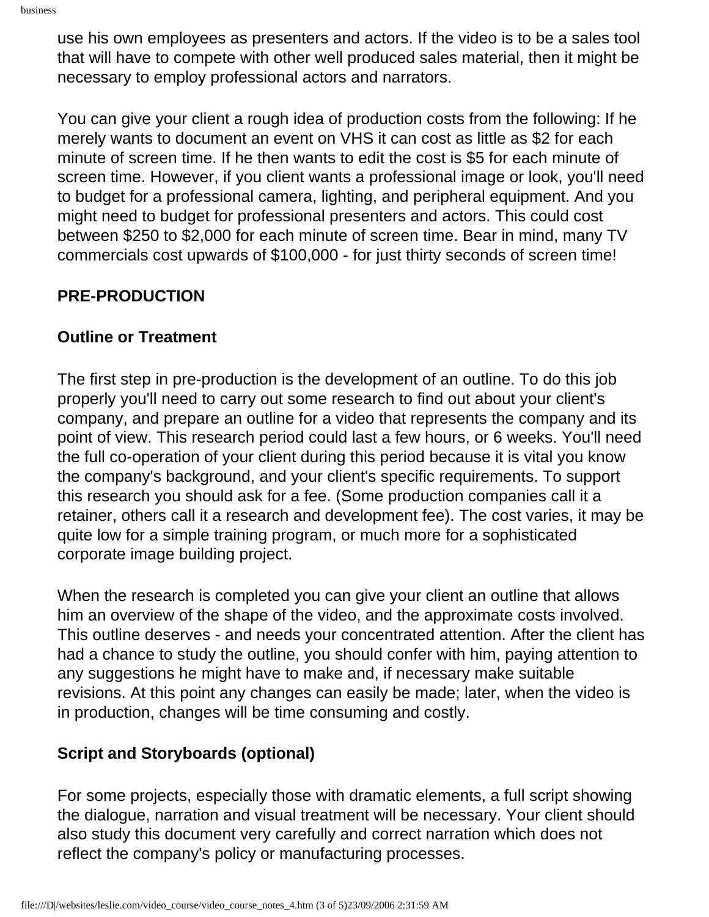use his own employees as presenters and actors. If the video is to be a sales tool that will have to compete with other well produced sales material, then it might be necessary to employ professional actors and narrators.

You can give your client a rough idea of production costs from the following: If he merely wants to document an event on VHS it can cost as little as $2 for each minute of screen time. If he then wants to edit the cost is $5 for each minute of screen time. However, if you client wants a professional image or look, you'll need to budget for a professional camera, lighting, and peripheral equipment. And you might need to budget for professional presenters and actors. This could cost between $250 to $2,000 for each minute of screen time. Bear in mind, many TV commercials cost upwards of $100,000 - for just thirty seconds of screen time!

## PRE-PRODUCTION

### Outline or Treatment

The first step in pre-production is the development of an outline. To do this job properly you'll need to carry out some research to find out about your client's company, and prepare an outline for a video that represents the company and its point of view. This research period could last a few hours, or 6 weeks. You'll need the full co-operation of your client during this period because it is vital you know the company's background, and your client's specific requirements. To support this research you should ask for a fee. (Some production companies call it a retainer, others call it a research and development fee). The cost varies, it may be quite low for a simple training program, or much more for a sophisticated corporate image building project.

When the research is completed you can give your client an outline that allows him an overview of the shape of the video, and the approximate costs involved. This outline deserves - and needs your concentrated attention. After the client has had a chance to study the outline, you should confer with him, paying attention to any suggestions he might have to make and, if necessary make suitable revisions. At this point any changes can easily be made; later, when the video is in production, changes will be time consuming and costly.

### Script and Storyboards (optional)

For some projects, especially those with dramatic elements, a full script showing the dialogue, narration and visual treatment will be necessary. Your client should also study this document very carefully and correct narration which does not reflect the company's policy or manufacturing processes.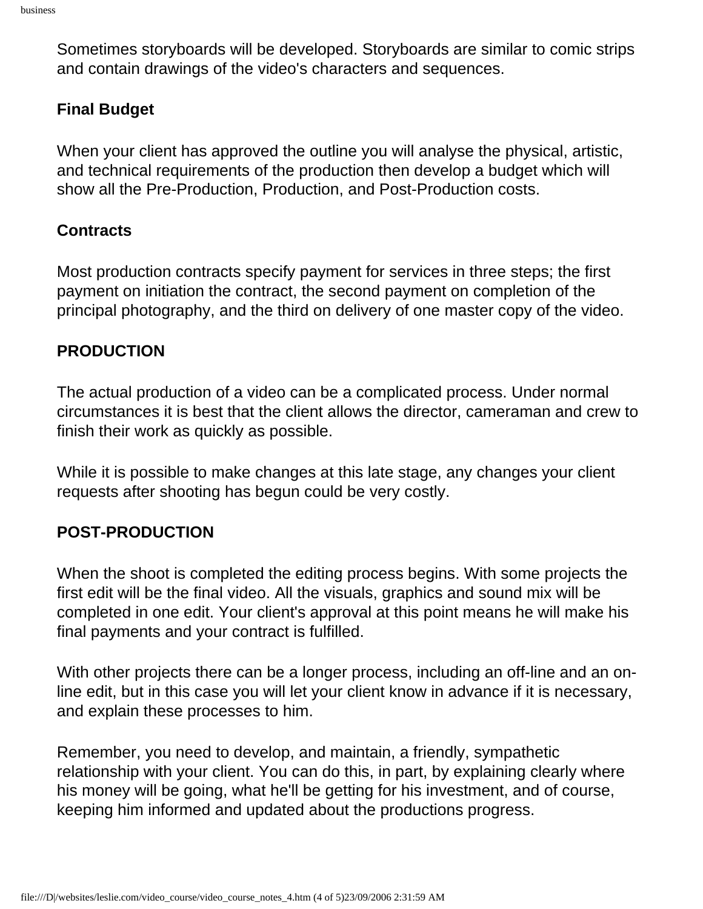Sometimes storyboards will be developed. Storyboards are similar to comic strips and contain drawings of the video's characters and sequences.

### Final Budget

When your client has approved the outline you will analyse the physical, artistic, and technical requirements of the production then develop a budget which will show all the Pre-Production, Production, and Post-Production costs.

### Contracts

Most production contracts specify payment for services in three steps; the first payment on initiation the contract, the second payment on completion of the principal photography, and the third on delivery of one master copy of the video.

## PRODUCTION

The actual production of a video can be a complicated process. Under normal circumstances it is best that the client allows the director, cameraman and crew to finish their work as quickly as possible.

While it is possible to make changes at this late stage, any changes your client requests after shooting has begun could be very costly.

## POST-PRODUCTION

When the shoot is completed the editing process begins. With some projects the first edit will be the final video. All the visuals, graphics and sound mix will be completed in one edit. Your client's approval at this point means he will make his final payments and your contract is fulfilled.

With other projects there can be a longer process, including an off-line and an on-line edit, but in this case you will let your client know in advance if it is necessary, and explain these processes to him.

Remember, you need to develop, and maintain, a friendly, sympathetic relationship with your client. You can do this, in part, by explaining clearly where his money will be going, what he'll be getting for his investment, and of course, keeping him informed and updated about the productions progress.